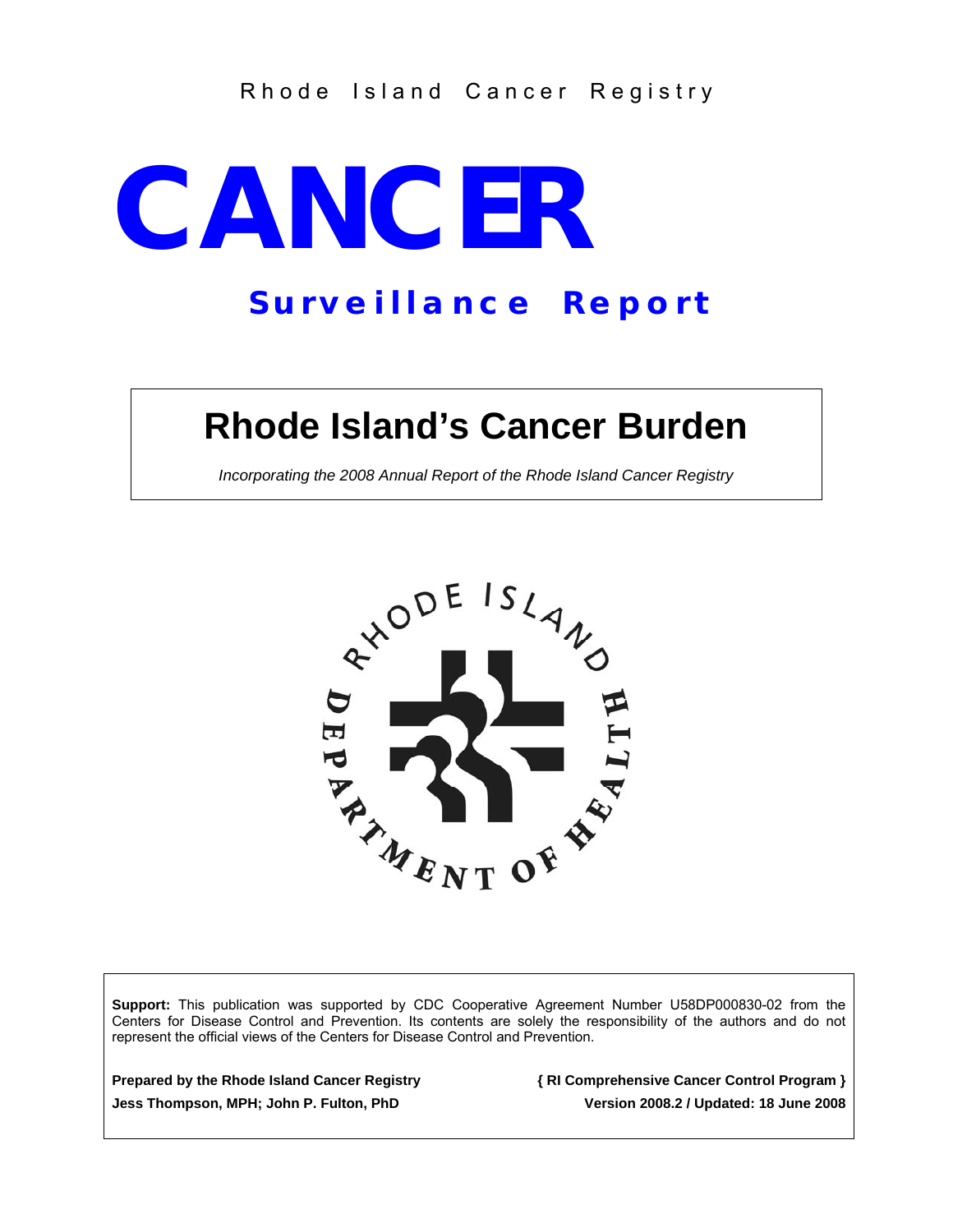Rhode Island Cancer Registry

# CANCER

## Surveillance Report

# Rhode Island's Cancer Burden

*Incorporating the 2008 Annual Report of the Rhode Island Cancer Registry*

RHODE ISLAND DEPARTMENT OF HEALTH

**Support:** This publication was supported by CDC Cooperative Agreement Number U58DP000830-02 from the Centers for Disease Control and Prevention. Its contents are solely the responsibility of the authors and do not represent the official views of the Centers for Disease Control and Prevention.

**Prepared by the Rhode Island Cancer Registry**
**Jess Thompson, MPH; John P. Fulton, PhD**

**{ RI Comprehensive Cancer Control Program }**
**Version 2008.2 / Updated: 18 June 2008**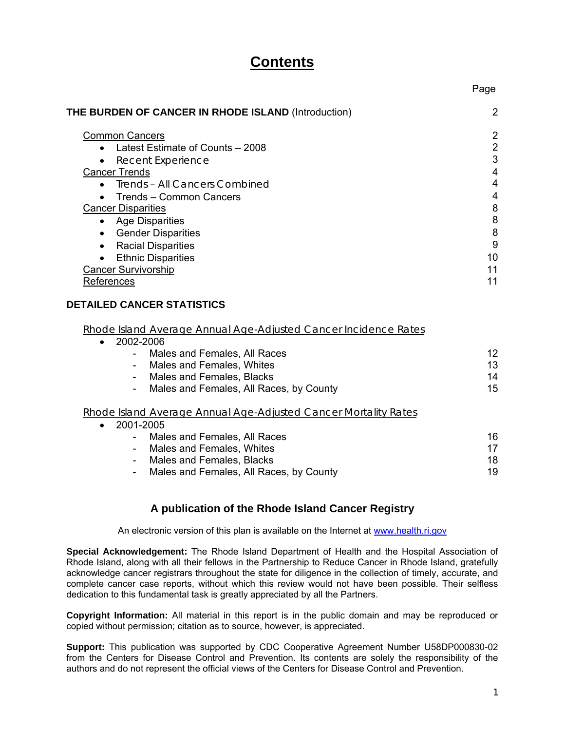# Contents

| | Page |
|---|---|
| **THE BURDEN OF CANCER IN RHODE ISLAND** (Introduction) | 2 |
| Common Cancers | 2 |
| • Latest Estimate of Counts – 2008 | 2 |
| • Recent Experience | 3 |
| Cancer Trends | 4 |
| • Trends – All Cancers Combined | 4 |
| • Trends – Common Cancers | 4 |
| Cancer Disparities | 8 |
| • Age Disparities | 8 |
| • Gender Disparities | 8 |
| • Racial Disparities | 9 |
| • Ethnic Disparities | 10 |
| Cancer Survivorship | 11 |
| References | 11 |
| **DETAILED CANCER STATISTICS** | |
| Rhode Island Average Annual Age-Adjusted Cancer Incidence Rates | |
| • 2002-2006 | |
| - Males and Females, All Races | 12 |
| - Males and Females, Whites | 13 |
| - Males and Females, Blacks | 14 |
| - Males and Females, All Races, by County | 15 |
| Rhode Island Average Annual Age-Adjusted Cancer Mortality Rates | |
| • 2001-2005 | |
| - Males and Females, All Races | 16 |
| - Males and Females, Whites | 17 |
| - Males and Females, Blacks | 18 |
| - Males and Females, All Races, by County | 19 |

### A publication of the Rhode Island Cancer Registry

An electronic version of this plan is available on the Internet at www.health.ri.gov

**Special Acknowledgement:** The Rhode Island Department of Health and the Hospital Association of Rhode Island, along with all their fellows in the Partnership to Reduce Cancer in Rhode Island, gratefully acknowledge cancer registrars throughout the state for diligence in the collection of timely, accurate, and complete cancer case reports, without which this review would not have been possible. Their selfless dedication to this fundamental task is greatly appreciated by all the Partners.

**Copyright Information:** All material in this report is in the public domain and may be reproduced or copied without permission; citation as to source, however, is appreciated.

**Support:** This publication was supported by CDC Cooperative Agreement Number U58DP000830-02 from the Centers for Disease Control and Prevention. Its contents are solely the responsibility of the authors and do not represent the official views of the Centers for Disease Control and Prevention.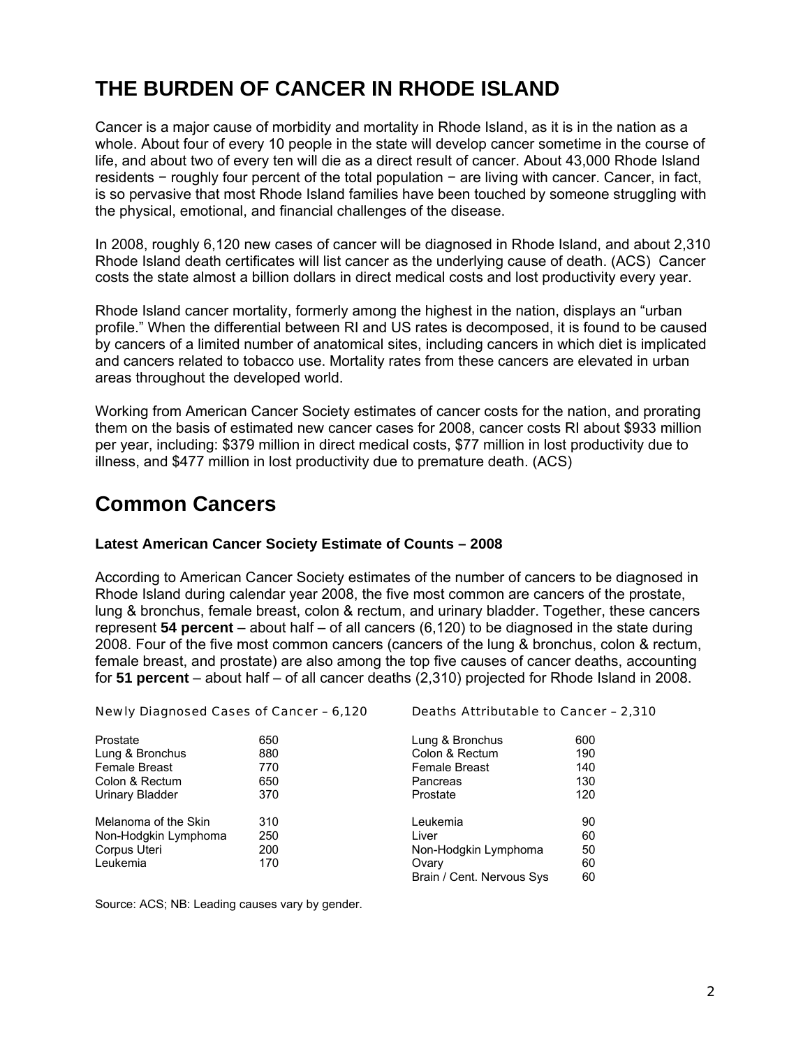# THE BURDEN OF CANCER IN RHODE ISLAND

Cancer is a major cause of morbidity and mortality in Rhode Island, as it is in the nation as a whole. About four of every 10 people in the state will develop cancer sometime in the course of life, and about two of every ten will die as a direct result of cancer. About 43,000 Rhode Island residents − roughly four percent of the total population − are living with cancer. Cancer, in fact, is so pervasive that most Rhode Island families have been touched by someone struggling with the physical, emotional, and financial challenges of the disease.

In 2008, roughly 6,120 new cases of cancer will be diagnosed in Rhode Island, and about 2,310 Rhode Island death certificates will list cancer as the underlying cause of death. (ACS) Cancer costs the state almost a billion dollars in direct medical costs and lost productivity every year.

Rhode Island cancer mortality, formerly among the highest in the nation, displays an "urban profile." When the differential between RI and US rates is decomposed, it is found to be caused by cancers of a limited number of anatomical sites, including cancers in which diet is implicated and cancers related to tobacco use. Mortality rates from these cancers are elevated in urban areas throughout the developed world.

Working from American Cancer Society estimates of cancer costs for the nation, and prorating them on the basis of estimated new cancer cases for 2008, cancer costs RI about $933 million per year, including: $379 million in direct medical costs, $77 million in lost productivity due to illness, and $477 million in lost productivity due to premature death. (ACS)

## Common Cancers

### Latest American Cancer Society Estimate of Counts – 2008

According to American Cancer Society estimates of the number of cancers to be diagnosed in Rhode Island during calendar year 2008, the five most common are cancers of the prostate, lung & bronchus, female breast, colon & rectum, and urinary bladder. Together, these cancers represent **54 percent** – about half – of all cancers (6,120) to be diagnosed in the state during 2008. Four of the five most common cancers (cancers of the lung & bronchus, colon & rectum, female breast, and prostate) are also among the top five causes of cancer deaths, accounting for **51 percent** – about half – of all cancer deaths (2,310) projected for Rhode Island in 2008.

| Newly Diagnosed Cases of Cancer – 6,120 | | Deaths Attributable to Cancer – 2,310 | |
|---|---|---|---|
| Prostate | 650 | Lung & Bronchus | 600 |
| Lung & Bronchus | 880 | Colon & Rectum | 190 |
| Female Breast | 770 | Female Breast | 140 |
| Colon & Rectum | 650 | Pancreas | 130 |
| Urinary Bladder | 370 | Prostate | 120 |
| Melanoma of the Skin | 310 | Leukemia | 90 |
| Non-Hodgkin Lymphoma | 250 | Liver | 60 |
| Corpus Uteri | 200 | Non-Hodgkin Lymphoma | 50 |
| Leukemia | 170 | Ovary | 60 |
| | | Brain / Cent. Nervous Sys | 60 |

Source: ACS; NB: Leading causes vary by gender.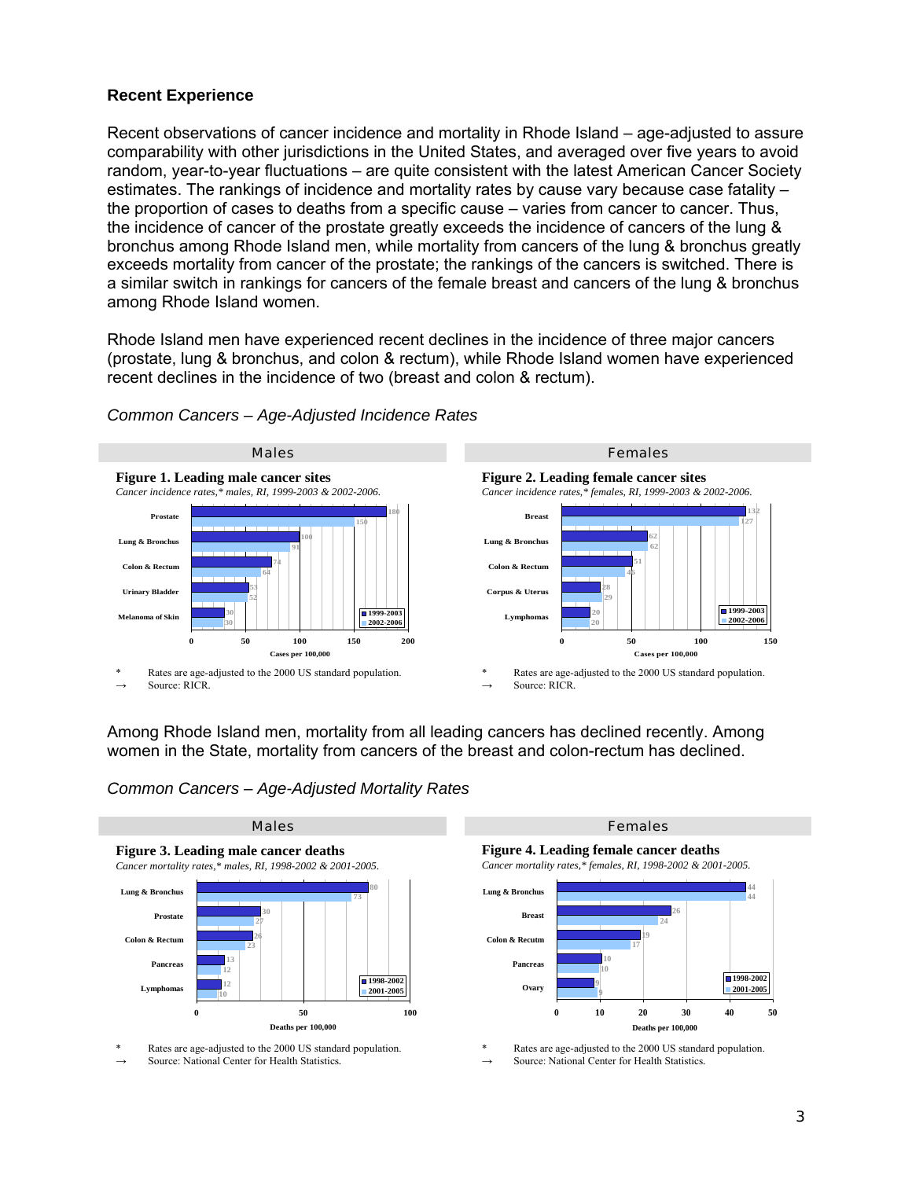### Recent Experience

Recent observations of cancer incidence and mortality in Rhode Island – age-adjusted to assure comparability with other jurisdictions in the United States, and averaged over five years to avoid random, year-to-year fluctuations – are quite consistent with the latest American Cancer Society estimates. The rankings of incidence and mortality rates by cause vary because case fatality – the proportion of cases to deaths from a specific cause – varies from cancer to cancer. Thus, the incidence of cancer of the prostate greatly exceeds the incidence of cancers of the lung & bronchus among Rhode Island men, while mortality from cancers of the lung & bronchus greatly exceeds mortality from cancer of the prostate; the rankings of the cancers is switched. There is a similar switch in rankings for cancers of the female breast and cancers of the lung & bronchus among Rhode Island women.

Rhode Island men have experienced recent declines in the incidence of three major cancers (prostate, lung & bronchus, and colon & rectum), while Rhode Island women have experienced recent declines in the incidence of two (breast and colon & rectum).

*Common Cancers – Age-Adjusted Incidence Rates*

**Males**

**Figure 1. Leading male cancer sites**
*Cancer incidence rates,* males, RI, 1999-2003 & 2002-2006.*

| Site | 1999-2003 | 2002-2006 |
|---|---|---|
| Prostate | 180 | 150 |
| Lung & Bronchus | 100 | 91 |
| Colon & Rectum | 74 | 64 |
| Urinary Bladder | 53 | 52 |
| Melanoma of Skin | 30 | 30 |

Cases per 100,000

\* Rates are age-adjusted to the 2000 US standard population.
→ Source: RICR.

**Females**

**Figure 2. Leading female cancer sites**
*Cancer incidence rates,* females, RI, 1999-2003 & 2002-2006.*

| Site | 1999-2003 | 2002-2006 |
|---|---|---|
| Breast | 132 | 127 |
| Lung & Bronchus | 62 | 62 |
| Colon & Rectum | 51 | 45 |
| Corpus & Uterus | 28 | 29 |
| Lymphomas | 20 | 20 |

Cases per 100,000

\* Rates are age-adjusted to the 2000 US standard population.
→ Source: RICR.

Among Rhode Island men, mortality from all leading cancers has declined recently. Among women in the State, mortality from cancers of the breast and colon-rectum has declined.

*Common Cancers – Age-Adjusted Mortality Rates*

**Males**

**Figure 3. Leading male cancer deaths**
*Cancer mortality rates,* males, RI, 1998-2002 & 2001-2005.*

| Site | 1998-2002 | 2001-2005 |
|---|---|---|
| Lung & Bronchus | 80 | 73 |
| Prostate | 30 | 27 |
| Colon & Rectum | 26 | 23 |
| Pancreas | 13 | 12 |
| Lymphomas | 12 | 10 |

Deaths per 100,000

\* Rates are age-adjusted to the 2000 US standard population.
→ Source: National Center for Health Statistics.

**Females**

**Figure 4. Leading female cancer deaths**
*Cancer mortality rates,* females, RI, 1998-2002 & 2001-2005.*

| Site | 1998-2002 | 2001-2005 |
|---|---|---|
| Lung & Bronchus | 44 | 44 |
| Breast | 26 | 24 |
| Colon & Rectum | 19 | 17 |
| Pancreas | 10 | 10 |
| Ovary | 9 | 9 |

Deaths per 100,000

\* Rates are age-adjusted to the 2000 US standard population.
→ Source: National Center for Health Statistics.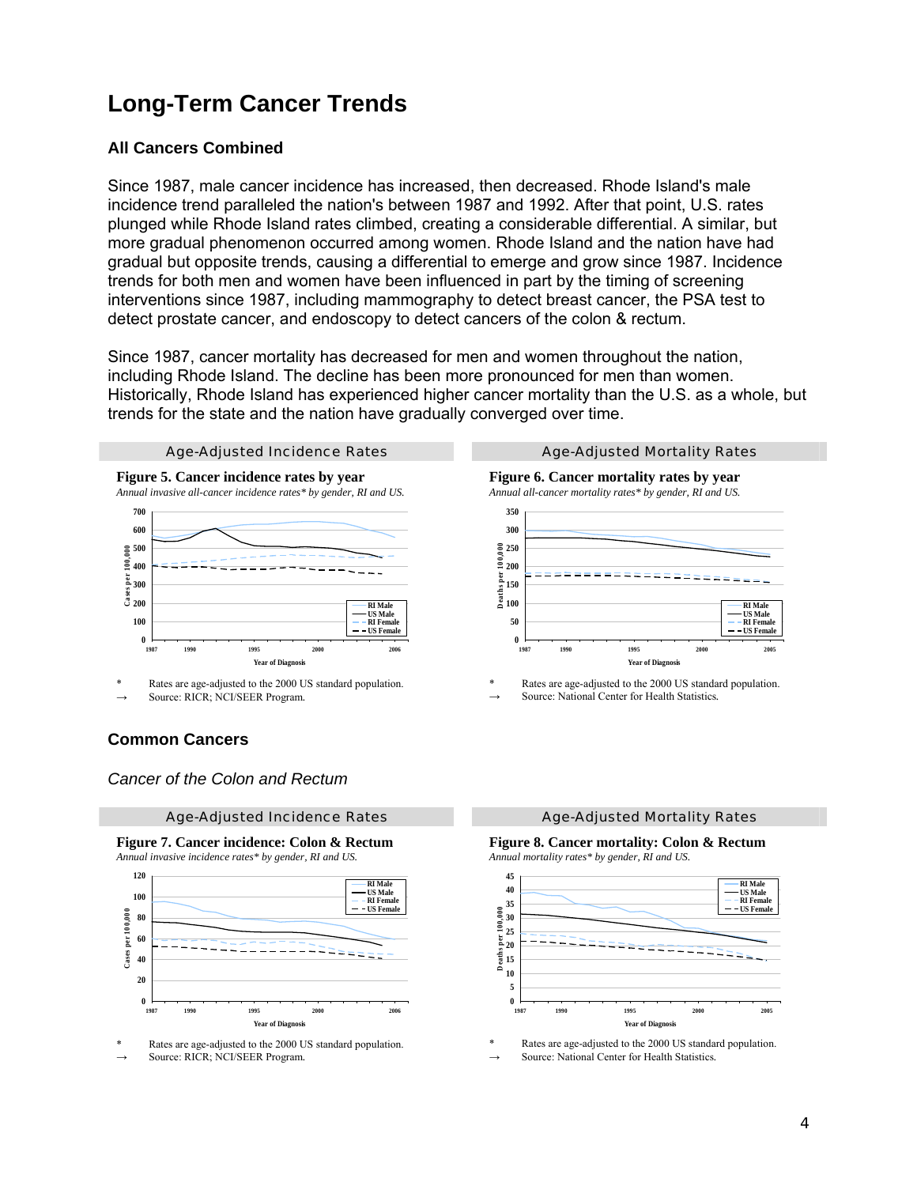# Long-Term Cancer Trends

## All Cancers Combined

Since 1987, male cancer incidence has increased, then decreased. Rhode Island's male incidence trend paralleled the nation's between 1987 and 1992. After that point, U.S. rates plunged while Rhode Island rates climbed, creating a considerable differential. A similar, but more gradual phenomenon occurred among women. Rhode Island and the nation have had gradual but opposite trends, causing a differential to emerge and grow since 1987. Incidence trends for both men and women have been influenced in part by the timing of screening interventions since 1987, including mammography to detect breast cancer, the PSA test to detect prostate cancer, and endoscopy to detect cancers of the colon & rectum.

Since 1987, cancer mortality has decreased for men and women throughout the nation, including Rhode Island. The decline has been more pronounced for men than women. Historically, Rhode Island has experienced higher cancer mortality than the U.S. as a whole, but trends for the state and the nation have gradually converged over time.

Age-Adjusted Incidence Rates

**Figure 5. Cancer incidence rates by year**

*Annual invasive all-cancer incidence rates\* by gender, RI and US.*

\* Rates are age-adjusted to the 2000 US standard population.

→ Source: RICR; NCI/SEER Program.

Age-Adjusted Mortality Rates

**Figure 6. Cancer mortality rates by year**

*Annual all-cancer mortality rates\* by gender, RI and US.*

\* Rates are age-adjusted to the 2000 US standard population.

→ Source: National Center for Health Statistics.

## Common Cancers

### *Cancer of the Colon and Rectum*

Age-Adjusted Incidence Rates

**Figure 7. Cancer incidence: Colon & Rectum**

*Annual invasive incidence rates\* by gender, RI and US.*

\* Rates are age-adjusted to the 2000 US standard population.

→ Source: RICR; NCI/SEER Program.

Age-Adjusted Mortality Rates

**Figure 8. Cancer mortality: Colon & Rectum**

*Annual mortality rates\* by gender, RI and US.*

\* Rates are age-adjusted to the 2000 US standard population.

→ Source: National Center for Health Statistics.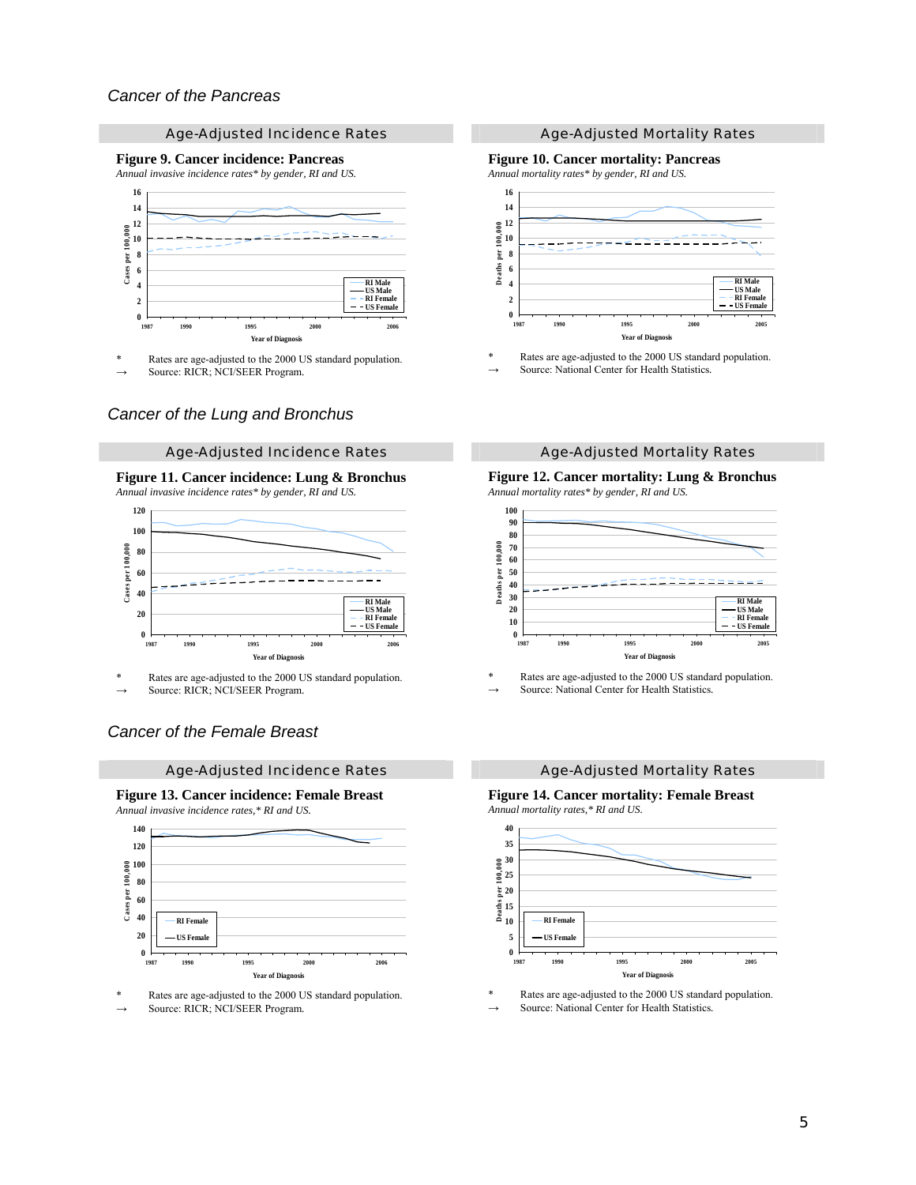## Cancer of the Pancreas

### Age-Adjusted Incidence Rates

**Figure 9. Cancer incidence: Pancreas**
*Annual invasive incidence rates* by gender, RI and US.*

*  Rates are age-adjusted to the 2000 US standard population.
→  Source: RICR; NCI/SEER Program.

### Age-Adjusted Mortality Rates

**Figure 10. Cancer mortality: Pancreas**
*Annual mortality rates* by gender, RI and US.*

*  Rates are age-adjusted to the 2000 US standard population.
→  Source: National Center for Health Statistics.

## Cancer of the Lung and Bronchus

### Age-Adjusted Incidence Rates

**Figure 11. Cancer incidence: Lung & Bronchus**
*Annual invasive incidence rates* by gender, RI and US.*

*  Rates are age-adjusted to the 2000 US standard population.
→  Source: RICR; NCI/SEER Program.

### Age-Adjusted Mortality Rates

**Figure 12. Cancer mortality: Lung & Bronchus**
*Annual mortality rates* by gender, RI and US.*

*  Rates are age-adjusted to the 2000 US standard population.
→  Source: National Center for Health Statistics.

## Cancer of the Female Breast

### Age-Adjusted Incidence Rates

**Figure 13. Cancer incidence: Female Breast**
*Annual invasive incidence rates,* RI and US.*

*  Rates are age-adjusted to the 2000 US standard population.
→  Source: RICR; NCI/SEER Program.

### Age-Adjusted Mortality Rates

**Figure 14. Cancer mortality: Female Breast**
*Annual mortality rates,* RI and US.*

*  Rates are age-adjusted to the 2000 US standard population.
→  Source: National Center for Health Statistics.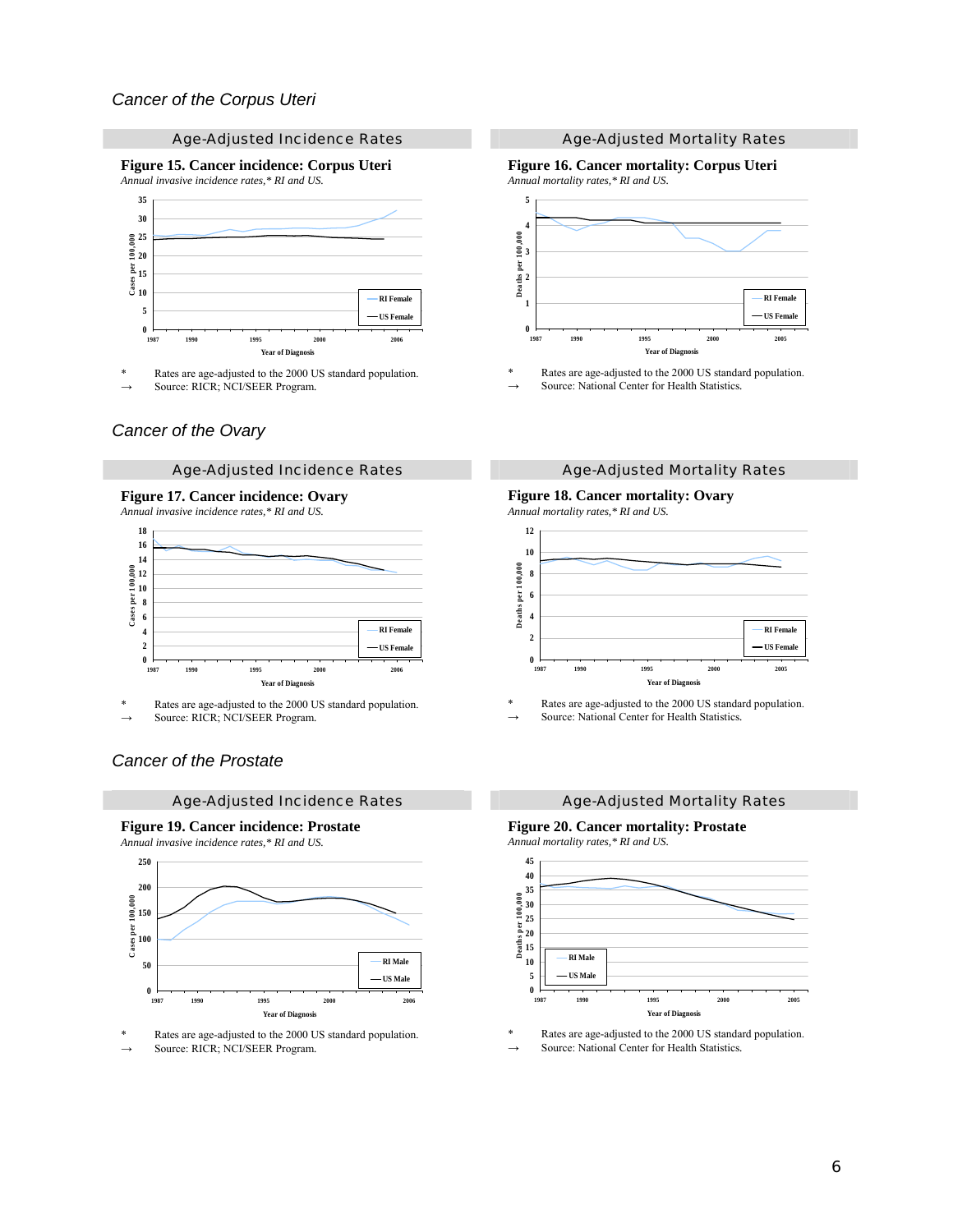## Cancer of the Corpus Uteri

### Age-Adjusted Incidence Rates

**Figure 15. Cancer incidence: Corpus Uteri**
*Annual invasive incidence rates,* RI and US.*

\* Rates are age-adjusted to the 2000 US standard population.
→ Source: RICR; NCI/SEER Program.

### Age-Adjusted Mortality Rates

**Figure 16. Cancer mortality: Corpus Uteri**
*Annual mortality rates,* RI and US.*

\* Rates are age-adjusted to the 2000 US standard population.
→ Source: National Center for Health Statistics.

## Cancer of the Ovary

### Age-Adjusted Incidence Rates

**Figure 17. Cancer incidence: Ovary**
*Annual invasive incidence rates,* RI and US.*

\* Rates are age-adjusted to the 2000 US standard population.
→ Source: RICR; NCI/SEER Program.

### Age-Adjusted Mortality Rates

**Figure 18. Cancer mortality: Ovary**
*Annual mortality rates,* RI and US.*

\* Rates are age-adjusted to the 2000 US standard population.
→ Source: National Center for Health Statistics.

## Cancer of the Prostate

### Age-Adjusted Incidence Rates

**Figure 19. Cancer incidence: Prostate**
*Annual invasive incidence rates,* RI and US.*

\* Rates are age-adjusted to the 2000 US standard population.
→ Source: RICR; NCI/SEER Program.

### Age-Adjusted Mortality Rates

**Figure 20. Cancer mortality: Prostate**
*Annual mortality rates,* RI and US.*

\* Rates are age-adjusted to the 2000 US standard population.
→ Source: National Center for Health Statistics.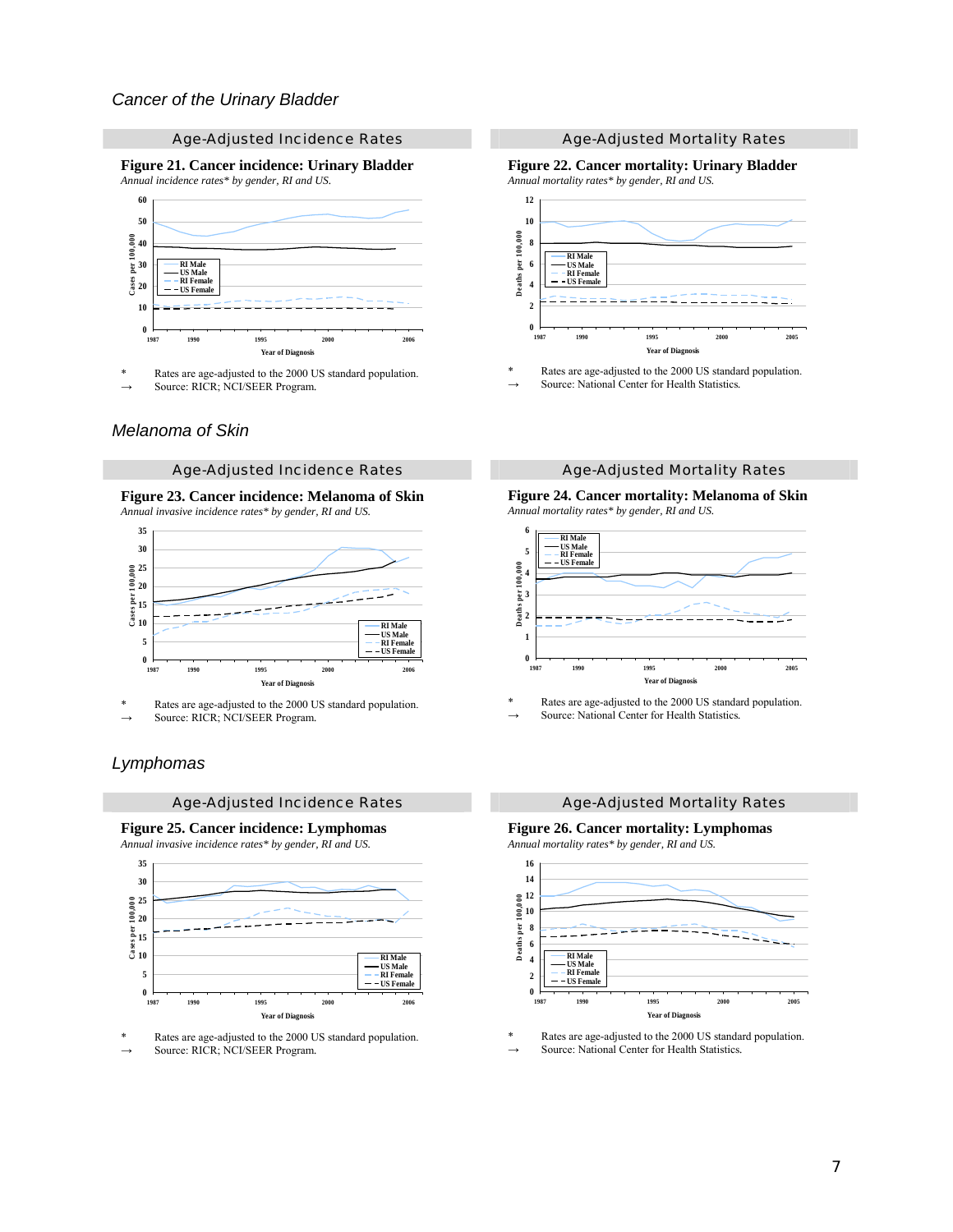## *Cancer of the Urinary Bladder*

### Age-Adjusted Incidence Rates

**Figure 21. Cancer incidence: Urinary Bladder**
*Annual incidence rates* by gender, RI and US.*

\* Rates are age-adjusted to the 2000 US standard population.
→ Source: RICR; NCI/SEER Program.

### Age-Adjusted Mortality Rates

**Figure 22. Cancer mortality: Urinary Bladder**
*Annual mortality rates* by gender, RI and US.*

\* Rates are age-adjusted to the 2000 US standard population.
→ Source: National Center for Health Statistics.

## *Melanoma of Skin*

### Age-Adjusted Incidence Rates

**Figure 23. Cancer incidence: Melanoma of Skin**
*Annual invasive incidence rates* by gender, RI and US.*

\* Rates are age-adjusted to the 2000 US standard population.
→ Source: RICR; NCI/SEER Program.

### Age-Adjusted Mortality Rates

**Figure 24. Cancer mortality: Melanoma of Skin**
*Annual mortality rates* by gender, RI and US.*

\* Rates are age-adjusted to the 2000 US standard population.
→ Source: National Center for Health Statistics.

## *Lymphomas*

### Age-Adjusted Incidence Rates

**Figure 25. Cancer incidence: Lymphomas**
*Annual invasive incidence rates* by gender, RI and US.*

\* Rates are age-adjusted to the 2000 US standard population.
→ Source: RICR; NCI/SEER Program.

### Age-Adjusted Mortality Rates

**Figure 26. Cancer mortality: Lymphomas**
*Annual mortality rates* by gender, RI and US.*

\* Rates are age-adjusted to the 2000 US standard population.
→ Source: National Center for Health Statistics.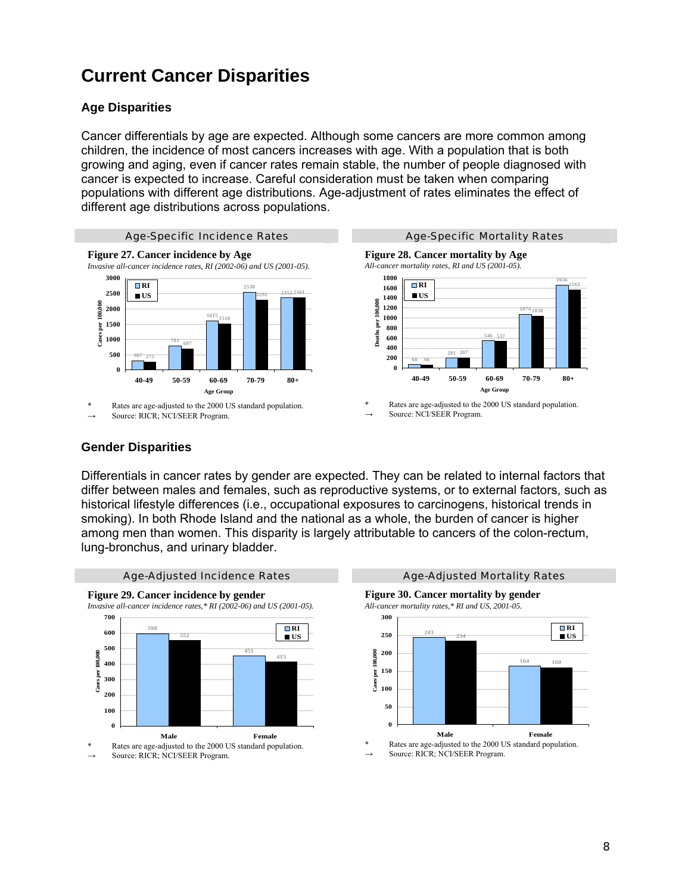# Current Cancer Disparities

### Age Disparities

Cancer differentials by age are expected. Although some cancers are more common among children, the incidence of most cancers increases with age. With a population that is both growing and aging, even if cancer rates remain stable, the number of people diagnosed with cancer is expected to increase. Careful consideration must be taken when comparing populations with different age distributions. Age-adjustment of rates eliminates the effect of different age distributions across populations.

**Age-Specific Incidence Rates**

**Figure 27. Cancer incidence by Age**

*Invasive all-cancer incidence rates, RI (2002-06) and US (2001-05).*

| Age Group | RI | US |
|---|---|---|
| 40-49 | 307 | 275 |
| 50-59 | 781 | 697 |
| 60-69 | 1615 | 1510 |
| 70-79 | 2538 | 2291 |
| 80+ | 2352 | 2361 |

\* Rates are age-adjusted to the 2000 US standard population.

→ Source: RICR; NCI/SEER Program.

**Age-Specific Mortality Rates**

**Figure 28. Cancer mortality by Age**

*All-cancer mortality rates, RI and US (2001-05).*

| Age Group | RI | US |
|---|---|---|
| 40-49 | 68 | 66 |
| 50-59 | 201 | 207 |
| 60-69 | 546 | 537 |
| 70-79 | 1074 | 1038 |
| 80+ | 1656 | 1563 |

\* Rates are age-adjusted to the 2000 US standard population.

→ Source: NCI/SEER Program.

### Gender Disparities

Differentials in cancer rates by gender are expected. They can be related to internal factors that differ between males and females, such as reproductive systems, or to external factors, such as historical lifestyle differences (i.e., occupational exposures to carcinogens, historical trends in smoking). In both Rhode Island and the national as a whole, the burden of cancer is higher among men than women. This disparity is largely attributable to cancers of the colon-rectum, lung-bronchus, and urinary bladder.

**Age-Adjusted Incidence Rates**

**Figure 29. Cancer incidence by gender**

*Invasive all-cancer incidence rates,\* RI (2002-06) and US (2001-05).*

| Gender | RI | US |
|---|---|---|
| Male | 598 | 552 |
| Female | 451 | 415 |

\* Rates are age-adjusted to the 2000 US standard population.

→ Source: RICR; NCI/SEER Program.

**Age-Adjusted Mortality Rates**

**Figure 30. Cancer mortality by gender**

*All-cancer mortality rates,\* RI and US, 2001-05.*

| Gender | RI | US |
|---|---|---|
| Male | 243 | 234 |
| Female | 164 | 160 |

\* Rates are age-adjusted to the 2000 US standard population.

→ Source: RICR; NCI/SEER Program.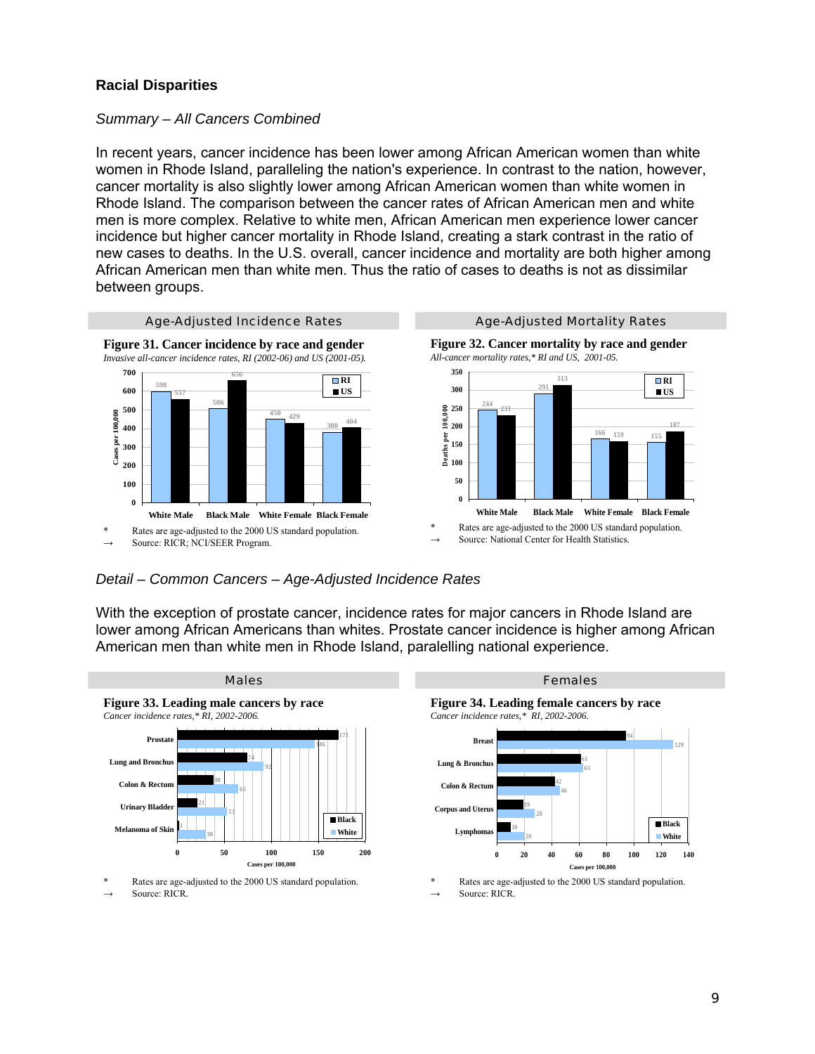## Racial Disparities

*Summary – All Cancers Combined*

In recent years, cancer incidence has been lower among African American women than white women in Rhode Island, paralleling the nation's experience. In contrast to the nation, however, cancer mortality is also slightly lower among African American women than white women in Rhode Island. The comparison between the cancer rates of African American men and white men is more complex. Relative to white men, African American men experience lower cancer incidence but higher cancer mortality in Rhode Island, creating a stark contrast in the ratio of new cases to deaths. In the U.S. overall, cancer incidence and mortality are both higher among African American men than white men. Thus the ratio of cases to deaths is not as dissimilar between groups.

### Age-Adjusted Incidence Rates

**Figure 31. Cancer incidence by race and gender**

*Invasive all-cancer incidence rates, RI (2002-06) and US (2001-05).*

| | RI | US |
|---|---|---|
| White Male | 598 | 557 |
| Black Male | 506 | 656 |
| White Female | 450 | 429 |
| Black Female | 380 | 404 |

Cases per 100,000

\* Rates are age-adjusted to the 2000 US standard population.
→ Source: RICR; NCI/SEER Program.

### Age-Adjusted Mortality Rates

**Figure 32. Cancer mortality by race and gender**

*All-cancer mortality rates,* RI and US, 2001-05.*

| | RI | US |
|---|---|---|
| White Male | 244 | 231 |
| Black Male | 291 | 313 |
| White Female | 166 | 159 |
| Black Female | 155 | 187 |

Deaths per 100,000

\* Rates are age-adjusted to the 2000 US standard population.
→ Source: National Center for Health Statistics.

*Detail – Common Cancers – Age-Adjusted Incidence Rates*

With the exception of prostate cancer, incidence rates for major cancers in Rhode Island are lower among African Americans than whites. Prostate cancer incidence is higher among African American men than white men in Rhode Island, paralelling national experience.

### Males

**Figure 33. Leading male cancers by race**

*Cancer incidence rates,* RI, 2002-2006.*

| | Black | White |
|---|---|---|
| Prostate | 171 | 146 |
| Lung and Bronchus | 74 | 92 |
| Colon & Rectum | 38 | 65 |
| Urinary Bladder | 21 | 53 |
| Melanoma of Skin | 1 | 30 |

Cases per 100,000

\* Rates are age-adjusted to the 2000 US standard population.
→ Source: RICR.

### Females

**Figure 34. Leading female cancers by race**

*Cancer incidence rates,* RI, 2002-2006.*

| | Black | White |
|---|---|---|
| Breast | 94 | 129 |
| Lung & Bronchus | 61 | 63 |
| Colon & Rectum | 42 | 46 |
| Corpus and Uterus | 19 | 28 |
| Lymphomas | 10 | 20 |

Cases per 100,000

\* Rates are age-adjusted to the 2000 US standard population.
→ Source: RICR.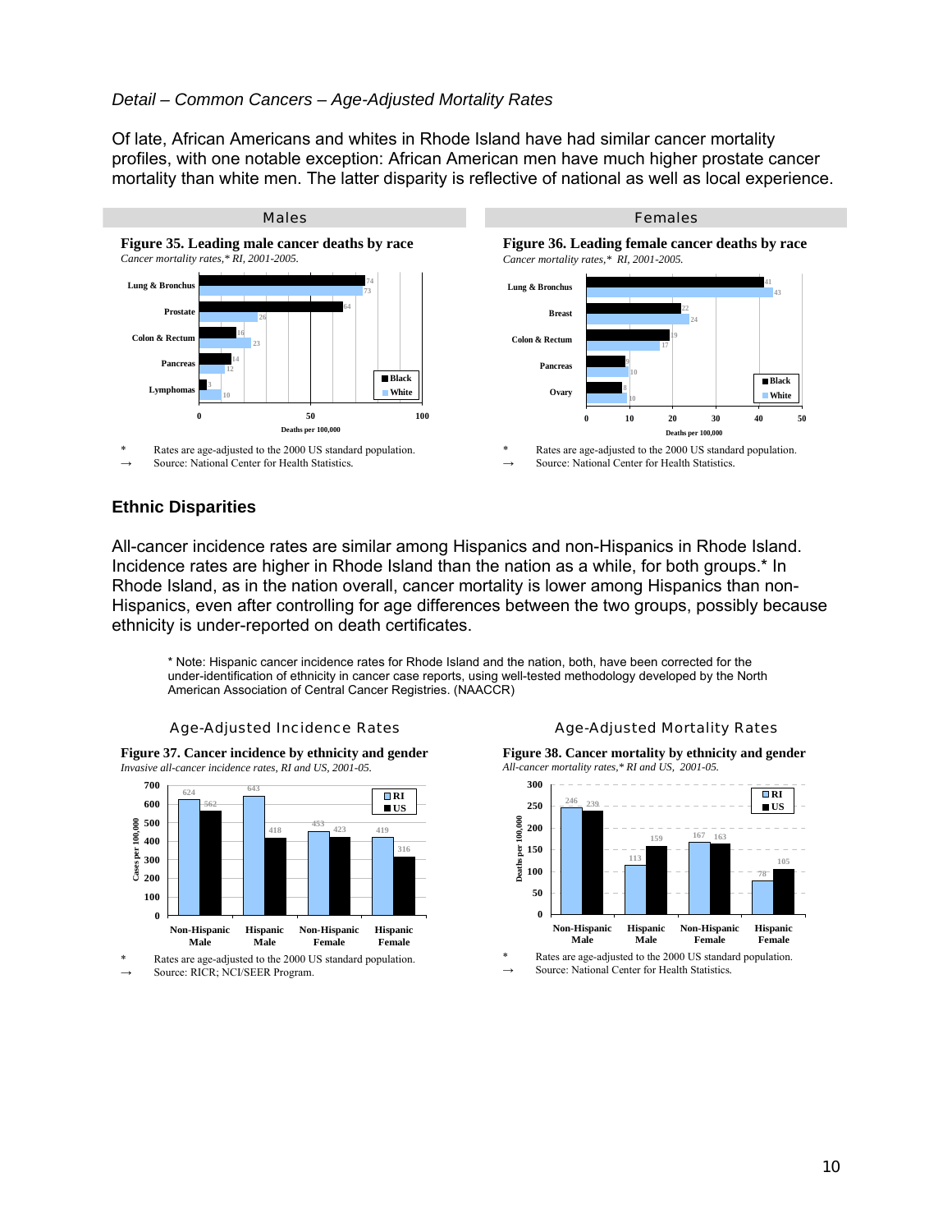*Detail – Common Cancers – Age-Adjusted Mortality Rates*

Of late, African Americans and whites in Rhode Island have had similar cancer mortality profiles, with one notable exception: African American men have much higher prostate cancer mortality than white men. The latter disparity is reflective of national as well as local experience.

**Males**

**Figure 35. Leading male cancer deaths by race**

*Cancer mortality rates,* RI, 2001-2005.*

| Cancer | Black | White |
|---|---|---|
| Lung & Bronchus | 74 | 73 |
| Prostate | 64 | 26 |
| Colon & Rectum | 16 | 23 |
| Pancreas | 14 | 12 |
| Lymphomas | 3 | 10 |

Deaths per 100,000

\* Rates are age-adjusted to the 2000 US standard population.

→ Source: National Center for Health Statistics.

**Females**

**Figure 36. Leading female cancer deaths by race**

*Cancer mortality rates,* RI, 2001-2005.*

| Cancer | Black | White |
|---|---|---|
| Lung & Bronchus | 41 | 43 |
| Breast | 22 | 24 |
| Colon & Rectum | 19 | 17 |
| Pancreas | 9 | 10 |
| Ovary | 8 | 10 |

Deaths per 100,000

\* Rates are age-adjusted to the 2000 US standard population.

→ Source: National Center for Health Statistics.

## Ethnic Disparities

All-cancer incidence rates are similar among Hispanics and non-Hispanics in Rhode Island. Incidence rates are higher in Rhode Island than the nation as a while, for both groups.* In Rhode Island, as in the nation overall, cancer mortality is lower among Hispanics than non-Hispanics, even after controlling for age differences between the two groups, possibly because ethnicity is under-reported on death certificates.

\* Note: Hispanic cancer incidence rates for Rhode Island and the nation, both, have been corrected for the under-identification of ethnicity in cancer case reports, using well-tested methodology developed by the North American Association of Central Cancer Registries. (NAACCR)

**Age-Adjusted Incidence Rates**

**Figure 37. Cancer incidence by ethnicity and gender**

*Invasive all-cancer incidence rates, RI and US, 2001-05.*

| Group | RI | US |
|---|---|---|
| Non-Hispanic Male | 624 | 562 |
| Hispanic Male | 643 | 418 |
| Non-Hispanic Female | 453 | 423 |
| Hispanic Female | 419 | 316 |

Cases per 100,000

\* Rates are age-adjusted to the 2000 US standard population.

→ Source: RICR; NCI/SEER Program.

**Age-Adjusted Mortality Rates**

**Figure 38. Cancer mortality by ethnicity and gender**

*All-cancer mortality rates,* RI and US, 2001-05.*

| Group | RI | US |
|---|---|---|
| Non-Hispanic Male | 246 | 239 |
| Hispanic Male | 113 | 159 |
| Non-Hispanic Female | 167 | 163 |
| Hispanic Female | 78 | 105 |

Deaths per 100,000

\* Rates are age-adjusted to the 2000 US standard population.

→ Source: National Center for Health Statistics.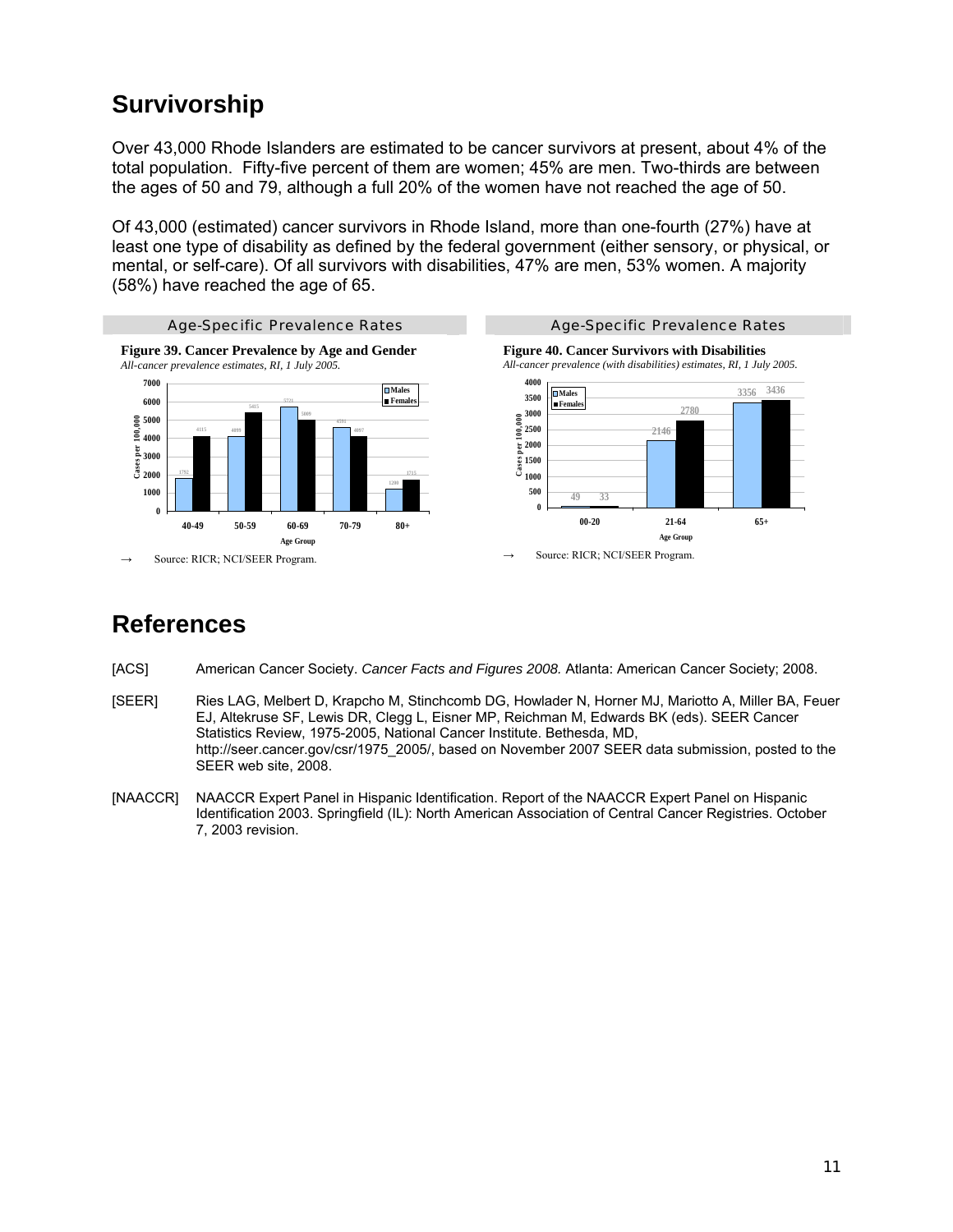# Survivorship

Over 43,000 Rhode Islanders are estimated to be cancer survivors at present, about 4% of the total population. Fifty-five percent of them are women; 45% are men. Two-thirds are between the ages of 50 and 79, although a full 20% of the women have not reached the age of 50.

Of 43,000 (estimated) cancer survivors in Rhode Island, more than one-fourth (27%) have at least one type of disability as defined by the federal government (either sensory, or physical, or mental, or self-care). Of all survivors with disabilities, 47% are men, 53% women. A majority (58%) have reached the age of 65.

Age-Specific Prevalence Rates

**Figure 39. Cancer Prevalence by Age and Gender**
*All-cancer prevalence estimates, RI, 1 July 2005.*

| Age Group | Males | Females |
|---|---|---|
| 40-49 | 1792 | 4115 |
| 50-59 | 4099 | 5415 |
| 60-69 | 5721 | 5009 |
| 70-79 | 4591 | 4097 |
| 80+ | 1200 | 1715 |

→ Source: RICR; NCI/SEER Program.

Age-Specific Prevalence Rates

**Figure 40. Cancer Survivors with Disabilities**
*All-cancer prevalence (with disabilities) estimates, RI, 1 July 2005.*

| Age Group | Males | Females |
|---|---|---|
| 00-20 | 49 | 33 |
| 21-64 | 2146 | 2780 |
| 65+ | 3356 | 3436 |

→ Source: RICR; NCI/SEER Program.

# References

[ACS] American Cancer Society. *Cancer Facts and Figures 2008.* Atlanta: American Cancer Society; 2008.

[SEER] Ries LAG, Melbert D, Krapcho M, Stinchcomb DG, Howlader N, Horner MJ, Mariotto A, Miller BA, Feuer EJ, Altekruse SF, Lewis DR, Clegg L, Eisner MP, Reichman M, Edwards BK (eds). SEER Cancer Statistics Review, 1975-2005, National Cancer Institute. Bethesda, MD, http://seer.cancer.gov/csr/1975_2005/, based on November 2007 SEER data submission, posted to the SEER web site, 2008.

[NAACCR] NAACCR Expert Panel in Hispanic Identification. Report of the NAACCR Expert Panel on Hispanic Identification 2003. Springfield (IL): North American Association of Central Cancer Registries. October 7, 2003 revision.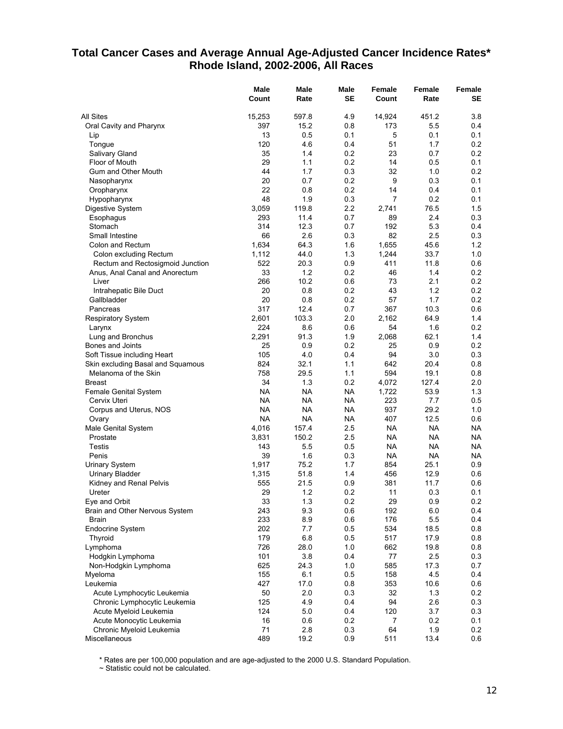## Total Cancer Cases and Average Annual Age-Adjusted Cancer Incidence Rates*
## Rhode Island, 2002-2006, All Races

| | Male Count | Male Rate | Male SE | Female Count | Female Rate | Female SE |
|---|---|---|---|---|---|---|
| All Sites | 15,253 | 597.8 | 4.9 | 14,924 | 451.2 | 3.8 |
| Oral Cavity and Pharynx | 397 | 15.2 | 0.8 | 173 | 5.5 | 0.4 |
| Lip | 13 | 0.5 | 0.1 | 5 | 0.1 | 0.1 |
| Tongue | 120 | 4.6 | 0.4 | 51 | 1.7 | 0.2 |
| Salivary Gland | 35 | 1.4 | 0.2 | 23 | 0.7 | 0.2 |
| Floor of Mouth | 29 | 1.1 | 0.2 | 14 | 0.5 | 0.1 |
| Gum and Other Mouth | 44 | 1.7 | 0.3 | 32 | 1.0 | 0.2 |
| Nasopharynx | 20 | 0.7 | 0.2 | 9 | 0.3 | 0.1 |
| Oropharynx | 22 | 0.8 | 0.2 | 14 | 0.4 | 0.1 |
| Hypopharynx | 48 | 1.9 | 0.3 | 7 | 0.2 | 0.1 |
| Digestive System | 3,059 | 119.8 | 2.2 | 2,741 | 76.5 | 1.5 |
| Esophagus | 293 | 11.4 | 0.7 | 89 | 2.4 | 0.3 |
| Stomach | 314 | 12.3 | 0.7 | 192 | 5.3 | 0.4 |
| Small Intestine | 66 | 2.6 | 0.3 | 82 | 2.5 | 0.3 |
| Colon and Rectum | 1,634 | 64.3 | 1.6 | 1,655 | 45.6 | 1.2 |
| Colon excluding Rectum | 1,112 | 44.0 | 1.3 | 1,244 | 33.7 | 1.0 |
| Rectum and Rectosigmoid Junction | 522 | 20.3 | 0.9 | 411 | 11.8 | 0.6 |
| Anus, Anal Canal and Anorectum | 33 | 1.2 | 0.2 | 46 | 1.4 | 0.2 |
| Liver | 266 | 10.2 | 0.6 | 73 | 2.1 | 0.2 |
| Intrahepatic Bile Duct | 20 | 0.8 | 0.2 | 43 | 1.2 | 0.2 |
| Gallbladder | 20 | 0.8 | 0.2 | 57 | 1.7 | 0.2 |
| Pancreas | 317 | 12.4 | 0.7 | 367 | 10.3 | 0.6 |
| Respiratory System | 2,601 | 103.3 | 2.0 | 2,162 | 64.9 | 1.4 |
| Larynx | 224 | 8.6 | 0.6 | 54 | 1.6 | 0.2 |
| Lung and Bronchus | 2,291 | 91.3 | 1.9 | 2,068 | 62.1 | 1.4 |
| Bones and Joints | 25 | 0.9 | 0.2 | 25 | 0.9 | 0.2 |
| Soft Tissue including Heart | 105 | 4.0 | 0.4 | 94 | 3.0 | 0.3 |
| Skin excluding Basal and Squamous | 824 | 32.1 | 1.1 | 642 | 20.4 | 0.8 |
| Melanoma of the Skin | 758 | 29.5 | 1.1 | 594 | 19.1 | 0.8 |
| Breast | 34 | 1.3 | 0.2 | 4,072 | 127.4 | 2.0 |
| Female Genital System | NA | NA | NA | 1,722 | 53.9 | 1.3 |
| Cervix Uteri | NA | NA | NA | 223 | 7.7 | 0.5 |
| Corpus and Uterus, NOS | NA | NA | NA | 937 | 29.2 | 1.0 |
| Ovary | NA | NA | NA | 407 | 12.5 | 0.6 |
| Male Genital System | 4,016 | 157.4 | 2.5 | NA | NA | NA |
| Prostate | 3,831 | 150.2 | 2.5 | NA | NA | NA |
| Testis | 143 | 5.5 | 0.5 | NA | NA | NA |
| Penis | 39 | 1.6 | 0.3 | NA | NA | NA |
| Urinary System | 1,917 | 75.2 | 1.7 | 854 | 25.1 | 0.9 |
| Urinary Bladder | 1,315 | 51.8 | 1.4 | 456 | 12.9 | 0.6 |
| Kidney and Renal Pelvis | 555 | 21.5 | 0.9 | 381 | 11.7 | 0.6 |
| Ureter | 29 | 1.2 | 0.2 | 11 | 0.3 | 0.1 |
| Eye and Orbit | 33 | 1.3 | 0.2 | 29 | 0.9 | 0.2 |
| Brain and Other Nervous System | 243 | 9.3 | 0.6 | 192 | 6.0 | 0.4 |
| Brain | 233 | 8.9 | 0.6 | 176 | 5.5 | 0.4 |
| Endocrine System | 202 | 7.7 | 0.5 | 534 | 18.5 | 0.8 |
| Thyroid | 179 | 6.8 | 0.5 | 517 | 17.9 | 0.8 |
| Lymphoma | 726 | 28.0 | 1.0 | 662 | 19.8 | 0.8 |
| Hodgkin Lymphoma | 101 | 3.8 | 0.4 | 77 | 2.5 | 0.3 |
| Non-Hodgkin Lymphoma | 625 | 24.3 | 1.0 | 585 | 17.3 | 0.7 |
| Myeloma | 155 | 6.1 | 0.5 | 158 | 4.5 | 0.4 |
| Leukemia | 427 | 17.0 | 0.8 | 353 | 10.6 | 0.6 |
| Acute Lymphocytic Leukemia | 50 | 2.0 | 0.3 | 32 | 1.3 | 0.2 |
| Chronic Lymphocytic Leukemia | 125 | 4.9 | 0.4 | 94 | 2.6 | 0.3 |
| Acute Myeloid Leukemia | 124 | 5.0 | 0.4 | 120 | 3.7 | 0.3 |
| Acute Monocytic Leukemia | 16 | 0.6 | 0.2 | 7 | 0.2 | 0.1 |
| Chronic Myeloid Leukemia | 71 | 2.8 | 0.3 | 64 | 1.9 | 0.2 |
| Miscellaneous | 489 | 19.2 | 0.9 | 511 | 13.4 | 0.6 |

\* Rates are per 100,000 population and are age-adjusted to the 2000 U.S. Standard Population.

~ Statistic could not be calculated.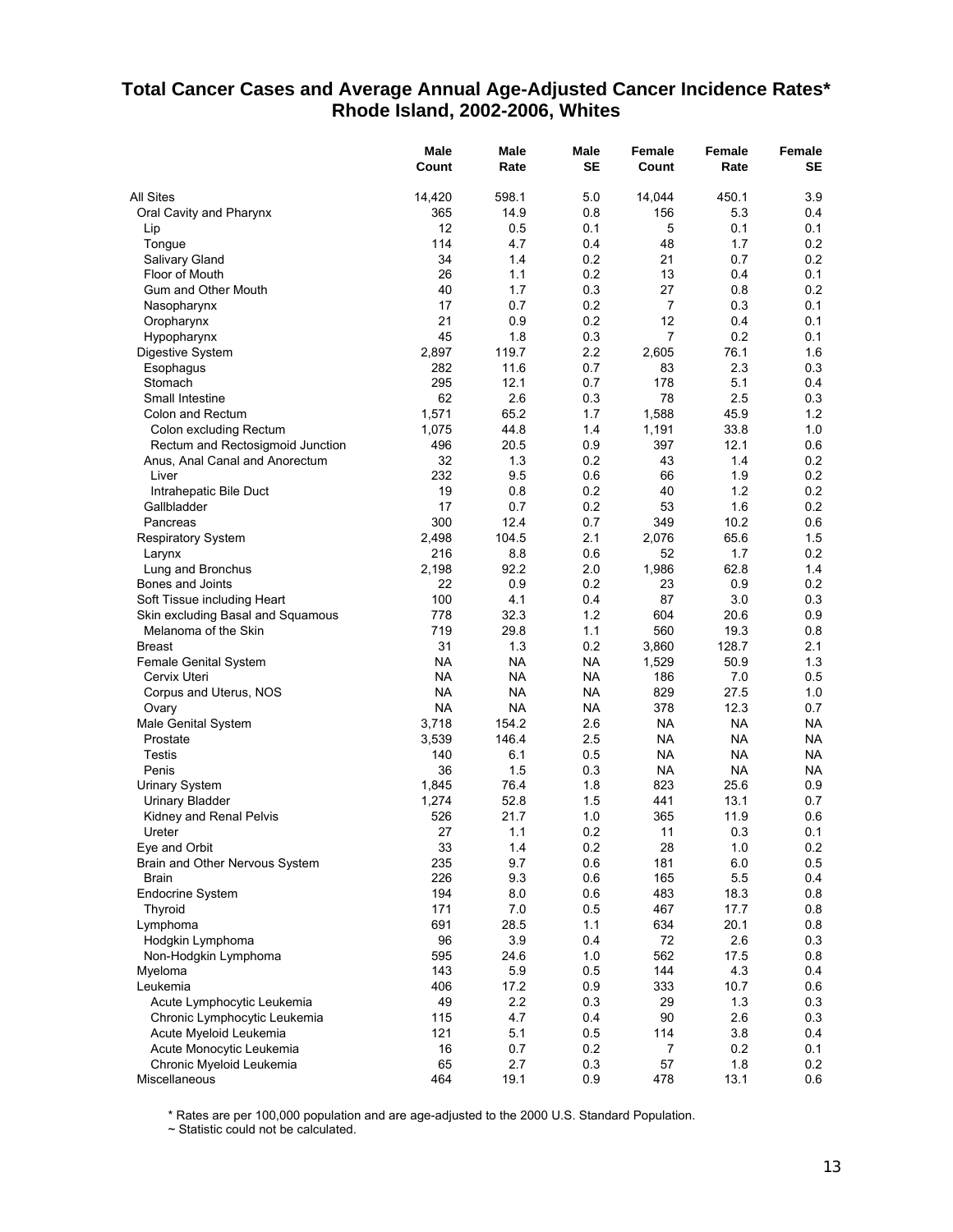# Total Cancer Cases and Average Annual Age-Adjusted Cancer Incidence Rates*
## Rhode Island, 2002-2006, Whites

| | Male Count | Male Rate | Male SE | Female Count | Female Rate | Female SE |
|---|---|---|---|---|---|---|
| All Sites | 14,420 | 598.1 | 5.0 | 14,044 | 450.1 | 3.9 |
| Oral Cavity and Pharynx | 365 | 14.9 | 0.8 | 156 | 5.3 | 0.4 |
| Lip | 12 | 0.5 | 0.1 | 5 | 0.1 | 0.1 |
| Tongue | 114 | 4.7 | 0.4 | 48 | 1.7 | 0.2 |
| Salivary Gland | 34 | 1.4 | 0.2 | 21 | 0.7 | 0.2 |
| Floor of Mouth | 26 | 1.1 | 0.2 | 13 | 0.4 | 0.1 |
| Gum and Other Mouth | 40 | 1.7 | 0.3 | 27 | 0.8 | 0.2 |
| Nasopharynx | 17 | 0.7 | 0.2 | 7 | 0.3 | 0.1 |
| Oropharynx | 21 | 0.9 | 0.2 | 12 | 0.4 | 0.1 |
| Hypopharynx | 45 | 1.8 | 0.3 | 7 | 0.2 | 0.1 |
| Digestive System | 2,897 | 119.7 | 2.2 | 2,605 | 76.1 | 1.6 |
| Esophagus | 282 | 11.6 | 0.7 | 83 | 2.3 | 0.3 |
| Stomach | 295 | 12.1 | 0.7 | 178 | 5.1 | 0.4 |
| Small Intestine | 62 | 2.6 | 0.3 | 78 | 2.5 | 0.3 |
| Colon and Rectum | 1,571 | 65.2 | 1.7 | 1,588 | 45.9 | 1.2 |
| Colon excluding Rectum | 1,075 | 44.8 | 1.4 | 1,191 | 33.8 | 1.0 |
| Rectum and Rectosigmoid Junction | 496 | 20.5 | 0.9 | 397 | 12.1 | 0.6 |
| Anus, Anal Canal and Anorectum | 32 | 1.3 | 0.2 | 43 | 1.4 | 0.2 |
| Liver | 232 | 9.5 | 0.6 | 66 | 1.9 | 0.2 |
| Intrahepatic Bile Duct | 19 | 0.8 | 0.2 | 40 | 1.2 | 0.2 |
| Gallbladder | 17 | 0.7 | 0.2 | 53 | 1.6 | 0.2 |
| Pancreas | 300 | 12.4 | 0.7 | 349 | 10.2 | 0.6 |
| Respiratory System | 2,498 | 104.5 | 2.1 | 2,076 | 65.6 | 1.5 |
| Larynx | 216 | 8.8 | 0.6 | 52 | 1.7 | 0.2 |
| Lung and Bronchus | 2,198 | 92.2 | 2.0 | 1,986 | 62.8 | 1.4 |
| Bones and Joints | 22 | 0.9 | 0.2 | 23 | 0.9 | 0.2 |
| Soft Tissue including Heart | 100 | 4.1 | 0.4 | 87 | 3.0 | 0.3 |
| Skin excluding Basal and Squamous | 778 | 32.3 | 1.2 | 604 | 20.6 | 0.9 |
| Melanoma of the Skin | 719 | 29.8 | 1.1 | 560 | 19.3 | 0.8 |
| Breast | 31 | 1.3 | 0.2 | 3,860 | 128.7 | 2.1 |
| Female Genital System | NA | NA | NA | 1,529 | 50.9 | 1.3 |
| Cervix Uteri | NA | NA | NA | 186 | 7.0 | 0.5 |
| Corpus and Uterus, NOS | NA | NA | NA | 829 | 27.5 | 1.0 |
| Ovary | NA | NA | NA | 378 | 12.3 | 0.7 |
| Male Genital System | 3,718 | 154.2 | 2.6 | NA | NA | NA |
| Prostate | 3,539 | 146.4 | 2.5 | NA | NA | NA |
| Testis | 140 | 6.1 | 0.5 | NA | NA | NA |
| Penis | 36 | 1.5 | 0.3 | NA | NA | NA |
| Urinary System | 1,845 | 76.4 | 1.8 | 823 | 25.6 | 0.9 |
| Urinary Bladder | 1,274 | 52.8 | 1.5 | 441 | 13.1 | 0.7 |
| Kidney and Renal Pelvis | 526 | 21.7 | 1.0 | 365 | 11.9 | 0.6 |
| Ureter | 27 | 1.1 | 0.2 | 11 | 0.3 | 0.1 |
| Eye and Orbit | 33 | 1.4 | 0.2 | 28 | 1.0 | 0.2 |
| Brain and Other Nervous System | 235 | 9.7 | 0.6 | 181 | 6.0 | 0.5 |
| Brain | 226 | 9.3 | 0.6 | 165 | 5.5 | 0.4 |
| Endocrine System | 194 | 8.0 | 0.6 | 483 | 18.3 | 0.8 |
| Thyroid | 171 | 7.0 | 0.5 | 467 | 17.7 | 0.8 |
| Lymphoma | 691 | 28.5 | 1.1 | 634 | 20.1 | 0.8 |
| Hodgkin Lymphoma | 96 | 3.9 | 0.4 | 72 | 2.6 | 0.3 |
| Non-Hodgkin Lymphoma | 595 | 24.6 | 1.0 | 562 | 17.5 | 0.8 |
| Myeloma | 143 | 5.9 | 0.5 | 144 | 4.3 | 0.4 |
| Leukemia | 406 | 17.2 | 0.9 | 333 | 10.7 | 0.6 |
| Acute Lymphocytic Leukemia | 49 | 2.2 | 0.3 | 29 | 1.3 | 0.3 |
| Chronic Lymphocytic Leukemia | 115 | 4.7 | 0.4 | 90 | 2.6 | 0.3 |
| Acute Myeloid Leukemia | 121 | 5.1 | 0.5 | 114 | 3.8 | 0.4 |
| Acute Monocytic Leukemia | 16 | 0.7 | 0.2 | 7 | 0.2 | 0.1 |
| Chronic Myeloid Leukemia | 65 | 2.7 | 0.3 | 57 | 1.8 | 0.2 |
| Miscellaneous | 464 | 19.1 | 0.9 | 478 | 13.1 | 0.6 |

* Rates are per 100,000 population and are age-adjusted to the 2000 U.S. Standard Population.

~ Statistic could not be calculated.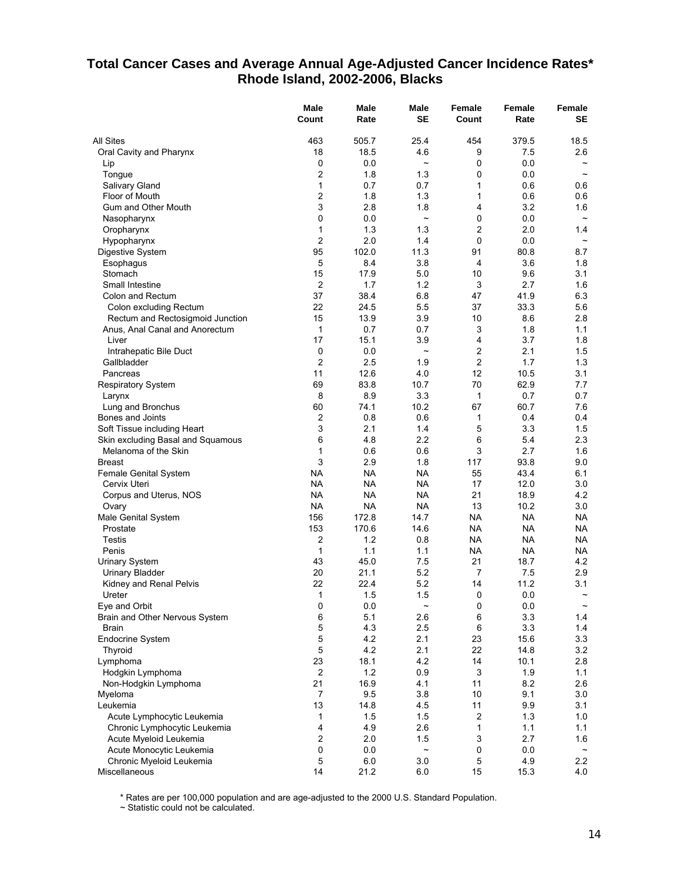## Total Cancer Cases and Average Annual Age-Adjusted Cancer Incidence Rates* Rhode Island, 2002-2006, Blacks

| | Male Count | Male Rate | Male SE | Female Count | Female Rate | Female SE |
|---|---|---|---|---|---|---|
| All Sites | 463 | 505.7 | 25.4 | 454 | 379.5 | 18.5 |
| Oral Cavity and Pharynx | 18 | 18.5 | 4.6 | 9 | 7.5 | 2.6 |
| Lip | 0 | 0.0 | ~ | 0 | 0.0 | ~ |
| Tongue | 2 | 1.8 | 1.3 | 0 | 0.0 | ~ |
| Salivary Gland | 1 | 0.7 | 0.7 | 1 | 0.6 | 0.6 |
| Floor of Mouth | 2 | 1.8 | 1.3 | 1 | 0.6 | 0.6 |
| Gum and Other Mouth | 3 | 2.8 | 1.8 | 4 | 3.2 | 1.6 |
| Nasopharynx | 0 | 0.0 | ~ | 0 | 0.0 | ~ |
| Oropharynx | 1 | 1.3 | 1.3 | 2 | 2.0 | 1.4 |
| Hypopharynx | 2 | 2.0 | 1.4 | 0 | 0.0 | ~ |
| Digestive System | 95 | 102.0 | 11.3 | 91 | 80.8 | 8.7 |
| Esophagus | 5 | 8.4 | 3.8 | 4 | 3.6 | 1.8 |
| Stomach | 15 | 17.9 | 5.0 | 10 | 9.6 | 3.1 |
| Small Intestine | 2 | 1.7 | 1.2 | 3 | 2.7 | 1.6 |
| Colon and Rectum | 37 | 38.4 | 6.8 | 47 | 41.9 | 6.3 |
| Colon excluding Rectum | 22 | 24.5 | 5.5 | 37 | 33.3 | 5.6 |
| Rectum and Rectosigmoid Junction | 15 | 13.9 | 3.9 | 10 | 8.6 | 2.8 |
| Anus, Anal Canal and Anorectum | 1 | 0.7 | 0.7 | 3 | 1.8 | 1.1 |
| Liver | 17 | 15.1 | 3.9 | 4 | 3.7 | 1.8 |
| Intrahepatic Bile Duct | 0 | 0.0 | ~ | 2 | 2.1 | 1.5 |
| Gallbladder | 2 | 2.5 | 1.9 | 2 | 1.7 | 1.3 |
| Pancreas | 11 | 12.6 | 4.0 | 12 | 10.5 | 3.1 |
| Respiratory System | 69 | 83.8 | 10.7 | 70 | 62.9 | 7.7 |
| Larynx | 8 | 8.9 | 3.3 | 1 | 0.7 | 0.7 |
| Lung and Bronchus | 60 | 74.1 | 10.2 | 67 | 60.7 | 7.6 |
| Bones and Joints | 2 | 0.8 | 0.6 | 1 | 0.4 | 0.4 |
| Soft Tissue including Heart | 3 | 2.1 | 1.4 | 5 | 3.3 | 1.5 |
| Skin excluding Basal and Squamous | 6 | 4.8 | 2.2 | 6 | 5.4 | 2.3 |
| Melanoma of the Skin | 1 | 0.6 | 0.6 | 3 | 2.7 | 1.6 |
| Breast | 3 | 2.9 | 1.8 | 117 | 93.8 | 9.0 |
| Female Genital System | NA | NA | NA | 55 | 43.4 | 6.1 |
| Cervix Uteri | NA | NA | NA | 17 | 12.0 | 3.0 |
| Corpus and Uterus, NOS | NA | NA | NA | 21 | 18.9 | 4.2 |
| Ovary | NA | NA | NA | 13 | 10.2 | 3.0 |
| Male Genital System | 156 | 172.8 | 14.7 | NA | NA | NA |
| Prostate | 153 | 170.6 | 14.6 | NA | NA | NA |
| Testis | 2 | 1.2 | 0.8 | NA | NA | NA |
| Penis | 1 | 1.1 | 1.1 | NA | NA | NA |
| Urinary System | 43 | 45.0 | 7.5 | 21 | 18.7 | 4.2 |
| Urinary Bladder | 20 | 21.1 | 5.2 | 7 | 7.5 | 2.9 |
| Kidney and Renal Pelvis | 22 | 22.4 | 5.2 | 14 | 11.2 | 3.1 |
| Ureter | 1 | 1.5 | 1.5 | 0 | 0.0 | ~ |
| Eye and Orbit | 0 | 0.0 | ~ | 0 | 0.0 | ~ |
| Brain and Other Nervous System | 6 | 5.1 | 2.6 | 6 | 3.3 | 1.4 |
| Brain | 5 | 4.3 | 2.5 | 6 | 3.3 | 1.4 |
| Endocrine System | 5 | 4.2 | 2.1 | 23 | 15.6 | 3.3 |
| Thyroid | 5 | 4.2 | 2.1 | 22 | 14.8 | 3.2 |
| Lymphoma | 23 | 18.1 | 4.2 | 14 | 10.1 | 2.8 |
| Hodgkin Lymphoma | 2 | 1.2 | 0.9 | 3 | 1.9 | 1.1 |
| Non-Hodgkin Lymphoma | 21 | 16.9 | 4.1 | 11 | 8.2 | 2.6 |
| Myeloma | 7 | 9.5 | 3.8 | 10 | 9.1 | 3.0 |
| Leukemia | 13 | 14.8 | 4.5 | 11 | 9.9 | 3.1 |
| Acute Lymphocytic Leukemia | 1 | 1.5 | 1.5 | 2 | 1.3 | 1.0 |
| Chronic Lymphocytic Leukemia | 4 | 4.9 | 2.6 | 1 | 1.1 | 1.1 |
| Acute Myeloid Leukemia | 2 | 2.0 | 1.5 | 3 | 2.7 | 1.6 |
| Acute Monocytic Leukemia | 0 | 0.0 | ~ | 0 | 0.0 | ~ |
| Chronic Myeloid Leukemia | 5 | 6.0 | 3.0 | 5 | 4.9 | 2.2 |
| Miscellaneous | 14 | 21.2 | 6.0 | 15 | 15.3 | 4.0 |

\* Rates are per 100,000 population and are age-adjusted to the 2000 U.S. Standard Population.
~ Statistic could not be calculated.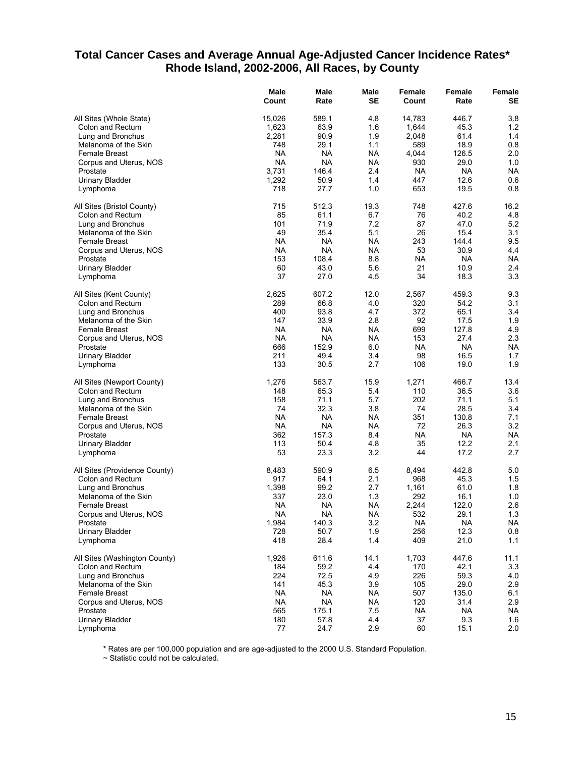## Total Cancer Cases and Average Annual Age-Adjusted Cancer Incidence Rates*
## Rhode Island, 2002-2006, All Races, by County

| | Male Count | Male Rate | Male SE | Female Count | Female Rate | Female SE |
|---|---|---|---|---|---|---|
| All Sites (Whole State) | 15,026 | 589.1 | 4.8 | 14,783 | 446.7 | 3.8 |
| Colon and Rectum | 1,623 | 63.9 | 1.6 | 1,644 | 45.3 | 1.2 |
| Lung and Bronchus | 2,281 | 90.9 | 1.9 | 2,048 | 61.4 | 1.4 |
| Melanoma of the Skin | 748 | 29.1 | 1.1 | 589 | 18.9 | 0.8 |
| Female Breast | NA | NA | NA | 4,044 | 126.5 | 2.0 |
| Corpus and Uterus, NOS | NA | NA | NA | 930 | 29.0 | 1.0 |
| Prostate | 3,731 | 146.4 | 2.4 | NA | NA | NA |
| Urinary Bladder | 1,292 | 50.9 | 1.4 | 447 | 12.6 | 0.6 |
| Lymphoma | 718 | 27.7 | 1.0 | 653 | 19.5 | 0.8 |
| All Sites (Bristol County) | 715 | 512.3 | 19.3 | 748 | 427.6 | 16.2 |
| Colon and Rectum | 85 | 61.1 | 6.7 | 76 | 40.2 | 4.8 |
| Lung and Bronchus | 101 | 71.9 | 7.2 | 87 | 47.0 | 5.2 |
| Melanoma of the Skin | 49 | 35.4 | 5.1 | 26 | 15.4 | 3.1 |
| Female Breast | NA | NA | NA | 243 | 144.4 | 9.5 |
| Corpus and Uterus, NOS | NA | NA | NA | 53 | 30.9 | 4.4 |
| Prostate | 153 | 108.4 | 8.8 | NA | NA | NA |
| Urinary Bladder | 60 | 43.0 | 5.6 | 21 | 10.9 | 2.4 |
| Lymphoma | 37 | 27.0 | 4.5 | 34 | 18.3 | 3.3 |
| All Sites (Kent County) | 2,625 | 607.2 | 12.0 | 2,567 | 459.3 | 9.3 |
| Colon and Rectum | 289 | 66.8 | 4.0 | 320 | 54.2 | 3.1 |
| Lung and Bronchus | 400 | 93.8 | 4.7 | 372 | 65.1 | 3.4 |
| Melanoma of the Skin | 147 | 33.9 | 2.8 | 92 | 17.5 | 1.9 |
| Female Breast | NA | NA | NA | 699 | 127.8 | 4.9 |
| Corpus and Uterus, NOS | NA | NA | NA | 153 | 27.4 | 2.3 |
| Prostate | 666 | 152.9 | 6.0 | NA | NA | NA |
| Urinary Bladder | 211 | 49.4 | 3.4 | 98 | 16.5 | 1.7 |
| Lymphoma | 133 | 30.5 | 2.7 | 106 | 19.0 | 1.9 |
| All Sites (Newport County) | 1,276 | 563.7 | 15.9 | 1,271 | 466.7 | 13.4 |
| Colon and Rectum | 148 | 65.3 | 5.4 | 110 | 36.5 | 3.6 |
| Lung and Bronchus | 158 | 71.1 | 5.7 | 202 | 71.1 | 5.1 |
| Melanoma of the Skin | 74 | 32.3 | 3.8 | 74 | 28.5 | 3.4 |
| Female Breast | NA | NA | NA | 351 | 130.8 | 7.1 |
| Corpus and Uterus, NOS | NA | NA | NA | 72 | 26.3 | 3.2 |
| Prostate | 362 | 157.3 | 8.4 | NA | NA | NA |
| Urinary Bladder | 113 | 50.4 | 4.8 | 35 | 12.2 | 2.1 |
| Lymphoma | 53 | 23.3 | 3.2 | 44 | 17.2 | 2.7 |
| All Sites (Providence County) | 8,483 | 590.9 | 6.5 | 8,494 | 442.8 | 5.0 |
| Colon and Rectum | 917 | 64.1 | 2.1 | 968 | 45.3 | 1.5 |
| Lung and Bronchus | 1,398 | 99.2 | 2.7 | 1,161 | 61.0 | 1.8 |
| Melanoma of the Skin | 337 | 23.0 | 1.3 | 292 | 16.1 | 1.0 |
| Female Breast | NA | NA | NA | 2,244 | 122.0 | 2.6 |
| Corpus and Uterus, NOS | NA | NA | NA | 532 | 29.1 | 1.3 |
| Prostate | 1,984 | 140.3 | 3.2 | NA | NA | NA |
| Urinary Bladder | 728 | 50.7 | 1.9 | 256 | 12.3 | 0.8 |
| Lymphoma | 418 | 28.4 | 1.4 | 409 | 21.0 | 1.1 |
| All Sites (Washington County) | 1,926 | 611.6 | 14.1 | 1,703 | 447.6 | 11.1 |
| Colon and Rectum | 184 | 59.2 | 4.4 | 170 | 42.1 | 3.3 |
| Lung and Bronchus | 224 | 72.5 | 4.9 | 226 | 59.3 | 4.0 |
| Melanoma of the Skin | 141 | 45.3 | 3.9 | 105 | 29.0 | 2.9 |
| Female Breast | NA | NA | NA | 507 | 135.0 | 6.1 |
| Corpus and Uterus, NOS | NA | NA | NA | 120 | 31.4 | 2.9 |
| Prostate | 565 | 175.1 | 7.5 | NA | NA | NA |
| Urinary Bladder | 180 | 57.8 | 4.4 | 37 | 9.3 | 1.6 |
| Lymphoma | 77 | 24.7 | 2.9 | 60 | 15.1 | 2.0 |

* Rates are per 100,000 population and are age-adjusted to the 2000 U.S. Standard Population.

~ Statistic could not be calculated.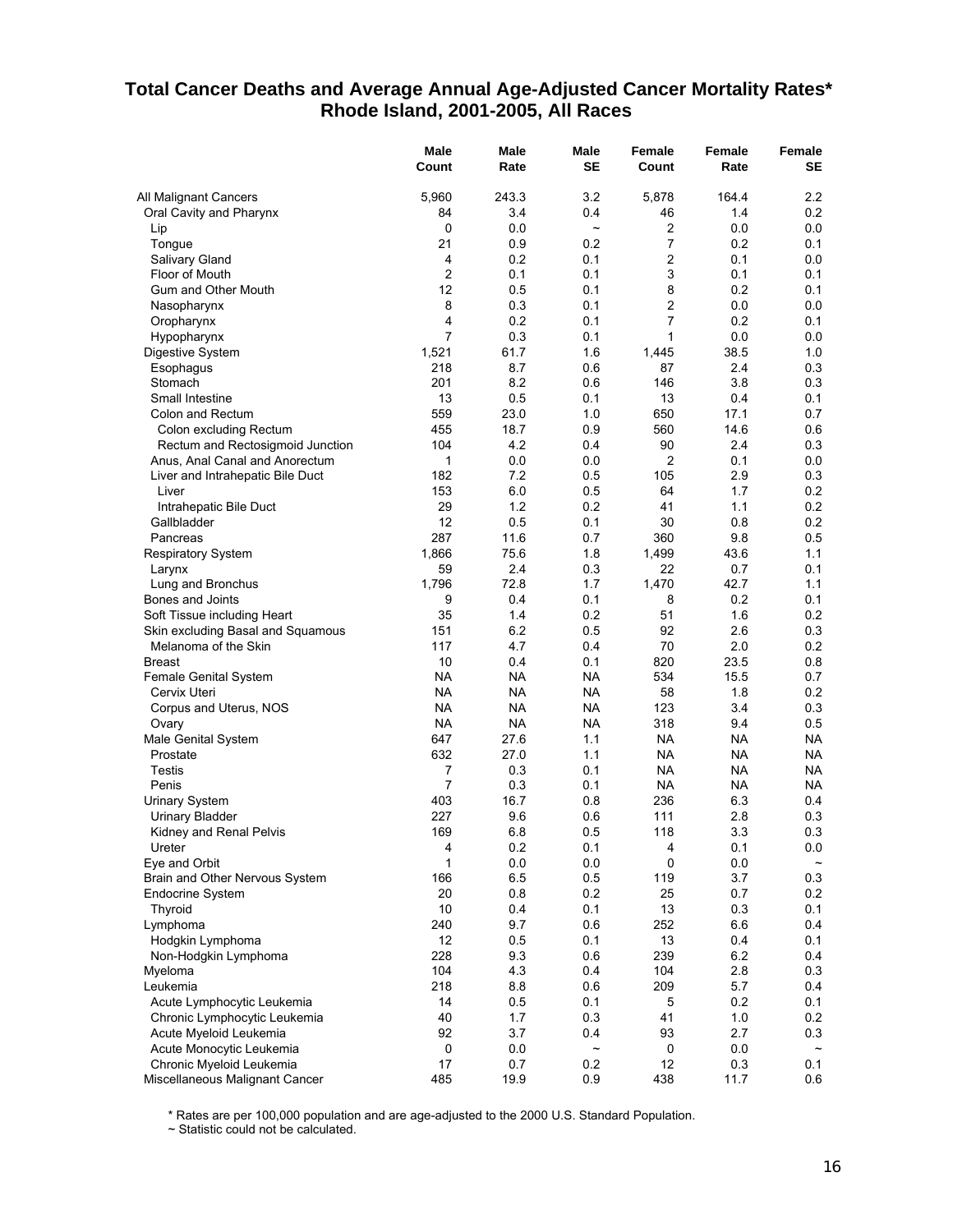## Total Cancer Deaths and Average Annual Age-Adjusted Cancer Mortality Rates*
## Rhode Island, 2001-2005, All Races

| | Male Count | Male Rate | Male SE | Female Count | Female Rate | Female SE |
|---|---|---|---|---|---|---|
| All Malignant Cancers | 5,960 | 243.3 | 3.2 | 5,878 | 164.4 | 2.2 |
| Oral Cavity and Pharynx | 84 | 3.4 | 0.4 | 46 | 1.4 | 0.2 |
| Lip | 0 | 0.0 | ~ | 2 | 0.0 | 0.0 |
| Tongue | 21 | 0.9 | 0.2 | 7 | 0.2 | 0.1 |
| Salivary Gland | 4 | 0.2 | 0.1 | 2 | 0.1 | 0.0 |
| Floor of Mouth | 2 | 0.1 | 0.1 | 3 | 0.1 | 0.1 |
| Gum and Other Mouth | 12 | 0.5 | 0.1 | 8 | 0.2 | 0.1 |
| Nasopharynx | 8 | 0.3 | 0.1 | 2 | 0.0 | 0.0 |
| Oropharynx | 4 | 0.2 | 0.1 | 7 | 0.2 | 0.1 |
| Hypopharynx | 7 | 0.3 | 0.1 | 1 | 0.0 | 0.0 |
| Digestive System | 1,521 | 61.7 | 1.6 | 1,445 | 38.5 | 1.0 |
| Esophagus | 218 | 8.7 | 0.6 | 87 | 2.4 | 0.3 |
| Stomach | 201 | 8.2 | 0.6 | 146 | 3.8 | 0.3 |
| Small Intestine | 13 | 0.5 | 0.1 | 13 | 0.4 | 0.1 |
| Colon and Rectum | 559 | 23.0 | 1.0 | 650 | 17.1 | 0.7 |
| Colon excluding Rectum | 455 | 18.7 | 0.9 | 560 | 14.6 | 0.6 |
| Rectum and Rectosigmoid Junction | 104 | 4.2 | 0.4 | 90 | 2.4 | 0.3 |
| Anus, Anal Canal and Anorectum | 1 | 0.0 | 0.0 | 2 | 0.1 | 0.0 |
| Liver and Intrahepatic Bile Duct | 182 | 7.2 | 0.5 | 105 | 2.9 | 0.3 |
| Liver | 153 | 6.0 | 0.5 | 64 | 1.7 | 0.2 |
| Intrahepatic Bile Duct | 29 | 1.2 | 0.2 | 41 | 1.1 | 0.2 |
| Gallbladder | 12 | 0.5 | 0.1 | 30 | 0.8 | 0.2 |
| Pancreas | 287 | 11.6 | 0.7 | 360 | 9.8 | 0.5 |
| Respiratory System | 1,866 | 75.6 | 1.8 | 1,499 | 43.6 | 1.1 |
| Larynx | 59 | 2.4 | 0.3 | 22 | 0.7 | 0.1 |
| Lung and Bronchus | 1,796 | 72.8 | 1.7 | 1,470 | 42.7 | 1.1 |
| Bones and Joints | 9 | 0.4 | 0.1 | 8 | 0.2 | 0.1 |
| Soft Tissue including Heart | 35 | 1.4 | 0.2 | 51 | 1.6 | 0.2 |
| Skin excluding Basal and Squamous | 151 | 6.2 | 0.5 | 92 | 2.6 | 0.3 |
| Melanoma of the Skin | 117 | 4.7 | 0.4 | 70 | 2.0 | 0.2 |
| Breast | 10 | 0.4 | 0.1 | 820 | 23.5 | 0.8 |
| Female Genital System | NA | NA | NA | 534 | 15.5 | 0.7 |
| Cervix Uteri | NA | NA | NA | 58 | 1.8 | 0.2 |
| Corpus and Uterus, NOS | NA | NA | NA | 123 | 3.4 | 0.3 |
| Ovary | NA | NA | NA | 318 | 9.4 | 0.5 |
| Male Genital System | 647 | 27.6 | 1.1 | NA | NA | NA |
| Prostate | 632 | 27.0 | 1.1 | NA | NA | NA |
| Testis | 7 | 0.3 | 0.1 | NA | NA | NA |
| Penis | 7 | 0.3 | 0.1 | NA | NA | NA |
| Urinary System | 403 | 16.7 | 0.8 | 236 | 6.3 | 0.4 |
| Urinary Bladder | 227 | 9.6 | 0.6 | 111 | 2.8 | 0.3 |
| Kidney and Renal Pelvis | 169 | 6.8 | 0.5 | 118 | 3.3 | 0.3 |
| Ureter | 4 | 0.2 | 0.1 | 4 | 0.1 | 0.0 |
| Eye and Orbit | 1 | 0.0 | 0.0 | 0 | 0.0 | ~ |
| Brain and Other Nervous System | 166 | 6.5 | 0.5 | 119 | 3.7 | 0.3 |
| Endocrine System | 20 | 0.8 | 0.2 | 25 | 0.7 | 0.2 |
| Thyroid | 10 | 0.4 | 0.1 | 13 | 0.3 | 0.1 |
| Lymphoma | 240 | 9.7 | 0.6 | 252 | 6.6 | 0.4 |
| Hodgkin Lymphoma | 12 | 0.5 | 0.1 | 13 | 0.4 | 0.1 |
| Non-Hodgkin Lymphoma | 228 | 9.3 | 0.6 | 239 | 6.2 | 0.4 |
| Myeloma | 104 | 4.3 | 0.4 | 104 | 2.8 | 0.3 |
| Leukemia | 218 | 8.8 | 0.6 | 209 | 5.7 | 0.4 |
| Acute Lymphocytic Leukemia | 14 | 0.5 | 0.1 | 5 | 0.2 | 0.1 |
| Chronic Lymphocytic Leukemia | 40 | 1.7 | 0.3 | 41 | 1.0 | 0.2 |
| Acute Myeloid Leukemia | 92 | 3.7 | 0.4 | 93 | 2.7 | 0.3 |
| Acute Monocytic Leukemia | 0 | 0.0 | ~ | 0 | 0.0 | ~ |
| Chronic Myeloid Leukemia | 17 | 0.7 | 0.2 | 12 | 0.3 | 0.1 |
| Miscellaneous Malignant Cancer | 485 | 19.9 | 0.9 | 438 | 11.7 | 0.6 |

* Rates are per 100,000 population and are age-adjusted to the 2000 U.S. Standard Population.
~ Statistic could not be calculated.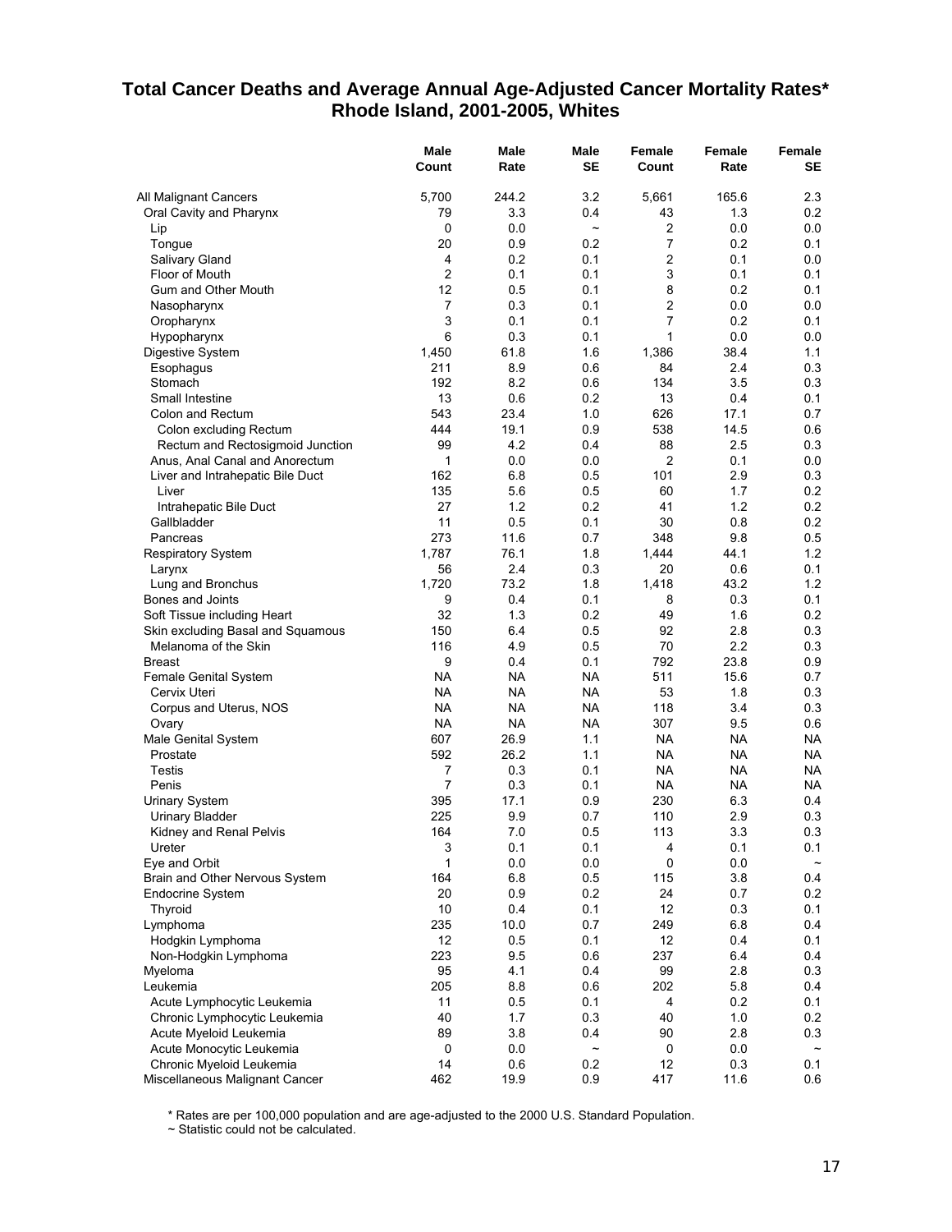# Total Cancer Deaths and Average Annual Age-Adjusted Cancer Mortality Rates* Rhode Island, 2001-2005, Whites

| | Male Count | Male Rate | Male SE | Female Count | Female Rate | Female SE |
|---|---|---|---|---|---|---|
| All Malignant Cancers | 5,700 | 244.2 | 3.2 | 5,661 | 165.6 | 2.3 |
| Oral Cavity and Pharynx | 79 | 3.3 | 0.4 | 43 | 1.3 | 0.2 |
| Lip | 0 | 0.0 | ~ | 2 | 0.0 | 0.0 |
| Tongue | 20 | 0.9 | 0.2 | 7 | 0.2 | 0.1 |
| Salivary Gland | 4 | 0.2 | 0.1 | 2 | 0.1 | 0.0 |
| Floor of Mouth | 2 | 0.1 | 0.1 | 3 | 0.1 | 0.1 |
| Gum and Other Mouth | 12 | 0.5 | 0.1 | 8 | 0.2 | 0.1 |
| Nasopharynx | 7 | 0.3 | 0.1 | 2 | 0.0 | 0.0 |
| Oropharynx | 3 | 0.1 | 0.1 | 7 | 0.2 | 0.1 |
| Hypopharynx | 6 | 0.3 | 0.1 | 1 | 0.0 | 0.0 |
| Digestive System | 1,450 | 61.8 | 1.6 | 1,386 | 38.4 | 1.1 |
| Esophagus | 211 | 8.9 | 0.6 | 84 | 2.4 | 0.3 |
| Stomach | 192 | 8.2 | 0.6 | 134 | 3.5 | 0.3 |
| Small Intestine | 13 | 0.6 | 0.2 | 13 | 0.4 | 0.1 |
| Colon and Rectum | 543 | 23.4 | 1.0 | 626 | 17.1 | 0.7 |
| Colon excluding Rectum | 444 | 19.1 | 0.9 | 538 | 14.5 | 0.6 |
| Rectum and Rectosigmoid Junction | 99 | 4.2 | 0.4 | 88 | 2.5 | 0.3 |
| Anus, Anal Canal and Anorectum | 1 | 0.0 | 0.0 | 2 | 0.1 | 0.0 |
| Liver and Intrahepatic Bile Duct | 162 | 6.8 | 0.5 | 101 | 2.9 | 0.3 |
| Liver | 135 | 5.6 | 0.5 | 60 | 1.7 | 0.2 |
| Intrahepatic Bile Duct | 27 | 1.2 | 0.2 | 41 | 1.2 | 0.2 |
| Gallbladder | 11 | 0.5 | 0.1 | 30 | 0.8 | 0.2 |
| Pancreas | 273 | 11.6 | 0.7 | 348 | 9.8 | 0.5 |
| Respiratory System | 1,787 | 76.1 | 1.8 | 1,444 | 44.1 | 1.2 |
| Larynx | 56 | 2.4 | 0.3 | 20 | 0.6 | 0.1 |
| Lung and Bronchus | 1,720 | 73.2 | 1.8 | 1,418 | 43.2 | 1.2 |
| Bones and Joints | 9 | 0.4 | 0.1 | 8 | 0.3 | 0.1 |
| Soft Tissue including Heart | 32 | 1.3 | 0.2 | 49 | 1.6 | 0.2 |
| Skin excluding Basal and Squamous | 150 | 6.4 | 0.5 | 92 | 2.8 | 0.3 |
| Melanoma of the Skin | 116 | 4.9 | 0.5 | 70 | 2.2 | 0.3 |
| Breast | 9 | 0.4 | 0.1 | 792 | 23.8 | 0.9 |
| Female Genital System | NA | NA | NA | 511 | 15.6 | 0.7 |
| Cervix Uteri | NA | NA | NA | 53 | 1.8 | 0.3 |
| Corpus and Uterus, NOS | NA | NA | NA | 118 | 3.4 | 0.3 |
| Ovary | NA | NA | NA | 307 | 9.5 | 0.6 |
| Male Genital System | 607 | 26.9 | 1.1 | NA | NA | NA |
| Prostate | 592 | 26.2 | 1.1 | NA | NA | NA |
| Testis | 7 | 0.3 | 0.1 | NA | NA | NA |
| Penis | 7 | 0.3 | 0.1 | NA | NA | NA |
| Urinary System | 395 | 17.1 | 0.9 | 230 | 6.3 | 0.4 |
| Urinary Bladder | 225 | 9.9 | 0.7 | 110 | 2.9 | 0.3 |
| Kidney and Renal Pelvis | 164 | 7.0 | 0.5 | 113 | 3.3 | 0.3 |
| Ureter | 3 | 0.1 | 0.1 | 4 | 0.1 | 0.1 |
| Eye and Orbit | 1 | 0.0 | 0.0 | 0 | 0.0 | ~ |
| Brain and Other Nervous System | 164 | 6.8 | 0.5 | 115 | 3.8 | 0.4 |
| Endocrine System | 20 | 0.9 | 0.2 | 24 | 0.7 | 0.2 |
| Thyroid | 10 | 0.4 | 0.1 | 12 | 0.3 | 0.1 |
| Lymphoma | 235 | 10.0 | 0.7 | 249 | 6.8 | 0.4 |
| Hodgkin Lymphoma | 12 | 0.5 | 0.1 | 12 | 0.4 | 0.1 |
| Non-Hodgkin Lymphoma | 223 | 9.5 | 0.6 | 237 | 6.4 | 0.4 |
| Myeloma | 95 | 4.1 | 0.4 | 99 | 2.8 | 0.3 |
| Leukemia | 205 | 8.8 | 0.6 | 202 | 5.8 | 0.4 |
| Acute Lymphocytic Leukemia | 11 | 0.5 | 0.1 | 4 | 0.2 | 0.1 |
| Chronic Lymphocytic Leukemia | 40 | 1.7 | 0.3 | 40 | 1.0 | 0.2 |
| Acute Myeloid Leukemia | 89 | 3.8 | 0.4 | 90 | 2.8 | 0.3 |
| Acute Monocytic Leukemia | 0 | 0.0 | ~ | 0 | 0.0 | ~ |
| Chronic Myeloid Leukemia | 14 | 0.6 | 0.2 | 12 | 0.3 | 0.1 |
| Miscellaneous Malignant Cancer | 462 | 19.9 | 0.9 | 417 | 11.6 | 0.6 |

\* Rates are per 100,000 population and are age-adjusted to the 2000 U.S. Standard Population.
~ Statistic could not be calculated.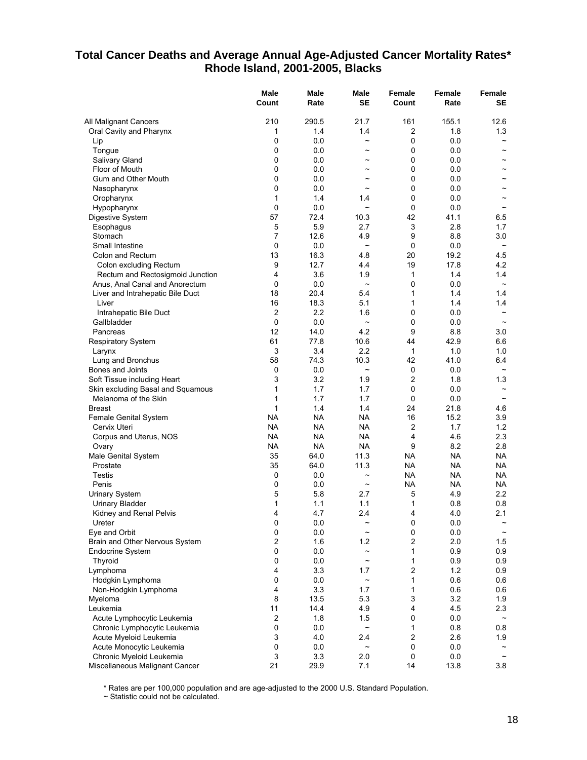# Total Cancer Deaths and Average Annual Age-Adjusted Cancer Mortality Rates*
## Rhode Island, 2001-2005, Blacks

| | Male Count | Male Rate | Male SE | Female Count | Female Rate | Female SE |
|---|---|---|---|---|---|---|
| All Malignant Cancers | 210 | 290.5 | 21.7 | 161 | 155.1 | 12.6 |
| Oral Cavity and Pharynx | 1 | 1.4 | 1.4 | 2 | 1.8 | 1.3 |
| Lip | 0 | 0.0 | ~ | 0 | 0.0 | ~ |
| Tongue | 0 | 0.0 | ~ | 0 | 0.0 | ~ |
| Salivary Gland | 0 | 0.0 | ~ | 0 | 0.0 | ~ |
| Floor of Mouth | 0 | 0.0 | ~ | 0 | 0.0 | ~ |
| Gum and Other Mouth | 0 | 0.0 | ~ | 0 | 0.0 | ~ |
| Nasopharynx | 0 | 0.0 | ~ | 0 | 0.0 | ~ |
| Oropharynx | 1 | 1.4 | 1.4 | 0 | 0.0 | ~ |
| Hypopharynx | 0 | 0.0 | ~ | 0 | 0.0 | ~ |
| Digestive System | 57 | 72.4 | 10.3 | 42 | 41.1 | 6.5 |
| Esophagus | 5 | 5.9 | 2.7 | 3 | 2.8 | 1.7 |
| Stomach | 7 | 12.6 | 4.9 | 9 | 8.8 | 3.0 |
| Small Intestine | 0 | 0.0 | ~ | 0 | 0.0 | ~ |
| Colon and Rectum | 13 | 16.3 | 4.8 | 20 | 19.2 | 4.5 |
| Colon excluding Rectum | 9 | 12.7 | 4.4 | 19 | 17.8 | 4.2 |
| Rectum and Rectosigmoid Junction | 4 | 3.6 | 1.9 | 1 | 1.4 | 1.4 |
| Anus, Anal Canal and Anorectum | 0 | 0.0 | ~ | 0 | 0.0 | ~ |
| Liver and Intrahepatic Bile Duct | 18 | 20.4 | 5.4 | 1 | 1.4 | 1.4 |
| Liver | 16 | 18.3 | 5.1 | 1 | 1.4 | 1.4 |
| Intrahepatic Bile Duct | 2 | 2.2 | 1.6 | 0 | 0.0 | ~ |
| Gallbladder | 0 | 0.0 | ~ | 0 | 0.0 | ~ |
| Pancreas | 12 | 14.0 | 4.2 | 9 | 8.8 | 3.0 |
| Respiratory System | 61 | 77.8 | 10.6 | 44 | 42.9 | 6.6 |
| Larynx | 3 | 3.4 | 2.2 | 1 | 1.0 | 1.0 |
| Lung and Bronchus | 58 | 74.3 | 10.3 | 42 | 41.0 | 6.4 |
| Bones and Joints | 0 | 0.0 | ~ | 0 | 0.0 | ~ |
| Soft Tissue including Heart | 3 | 3.2 | 1.9 | 2 | 1.8 | 1.3 |
| Skin excluding Basal and Squamous | 1 | 1.7 | 1.7 | 0 | 0.0 | ~ |
| Melanoma of the Skin | 1 | 1.7 | 1.7 | 0 | 0.0 | ~ |
| Breast | 1 | 1.4 | 1.4 | 24 | 21.8 | 4.6 |
| Female Genital System | NA | NA | NA | 16 | 15.2 | 3.9 |
| Cervix Uteri | NA | NA | NA | 2 | 1.7 | 1.2 |
| Corpus and Uterus, NOS | NA | NA | NA | 4 | 4.6 | 2.3 |
| Ovary | NA | NA | NA | 9 | 8.2 | 2.8 |
| Male Genital System | 35 | 64.0 | 11.3 | NA | NA | NA |
| Prostate | 35 | 64.0 | 11.3 | NA | NA | NA |
| Testis | 0 | 0.0 | ~ | NA | NA | NA |
| Penis | 0 | 0.0 | ~ | NA | NA | NA |
| Urinary System | 5 | 5.8 | 2.7 | 5 | 4.9 | 2.2 |
| Urinary Bladder | 1 | 1.1 | 1.1 | 1 | 0.8 | 0.8 |
| Kidney and Renal Pelvis | 4 | 4.7 | 2.4 | 4 | 4.0 | 2.1 |
| Ureter | 0 | 0.0 | ~ | 0 | 0.0 | ~ |
| Eye and Orbit | 0 | 0.0 | ~ | 0 | 0.0 | ~ |
| Brain and Other Nervous System | 2 | 1.6 | 1.2 | 2 | 2.0 | 1.5 |
| Endocrine System | 0 | 0.0 | ~ | 1 | 0.9 | 0.9 |
| Thyroid | 0 | 0.0 | ~ | 1 | 0.9 | 0.9 |
| Lymphoma | 4 | 3.3 | 1.7 | 2 | 1.2 | 0.9 |
| Hodgkin Lymphoma | 0 | 0.0 | ~ | 1 | 0.6 | 0.6 |
| Non-Hodgkin Lymphoma | 4 | 3.3 | 1.7 | 1 | 0.6 | 0.6 |
| Myeloma | 8 | 13.5 | 5.3 | 3 | 3.2 | 1.9 |
| Leukemia | 11 | 14.4 | 4.9 | 4 | 4.5 | 2.3 |
| Acute Lymphocytic Leukemia | 2 | 1.8 | 1.5 | 0 | 0.0 | ~ |
| Chronic Lymphocytic Leukemia | 0 | 0.0 | ~ | 1 | 0.8 | 0.8 |
| Acute Myeloid Leukemia | 3 | 4.0 | 2.4 | 2 | 2.6 | 1.9 |
| Acute Monocytic Leukemia | 0 | 0.0 | ~ | 0 | 0.0 | ~ |
| Chronic Myeloid Leukemia | 3 | 3.3 | 2.0 | 0 | 0.0 | ~ |
| Miscellaneous Malignant Cancer | 21 | 29.9 | 7.1 | 14 | 13.8 | 3.8 |

\* Rates are per 100,000 population and are age-adjusted to the 2000 U.S. Standard Population.
~ Statistic could not be calculated.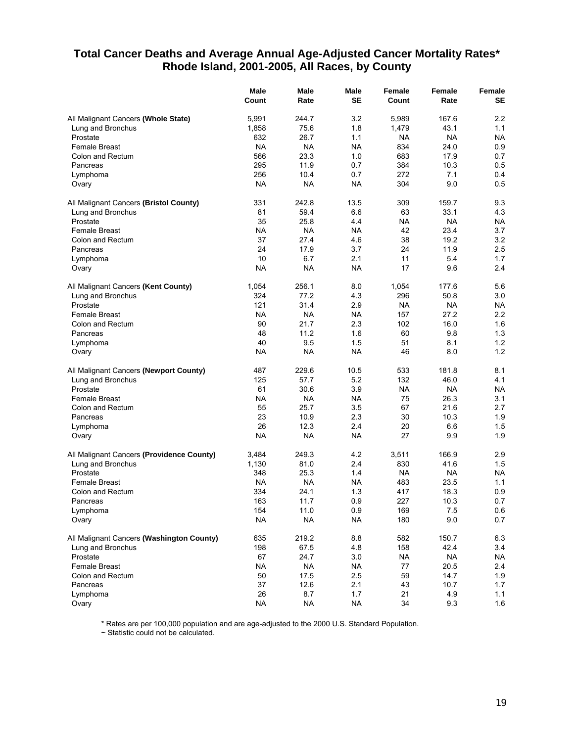# Total Cancer Deaths and Average Annual Age-Adjusted Cancer Mortality Rates*
## Rhode Island, 2001-2005, All Races, by County

| | Male Count | Male Rate | Male SE | Female Count | Female Rate | Female SE |
|---|---|---|---|---|---|---|
| All Malignant Cancers **(Whole State)** | 5,991 | 244.7 | 3.2 | 5,989 | 167.6 | 2.2 |
| Lung and Bronchus | 1,858 | 75.6 | 1.8 | 1,479 | 43.1 | 1.1 |
| Prostate | 632 | 26.7 | 1.1 | NA | NA | NA |
| Female Breast | NA | NA | NA | 834 | 24.0 | 0.9 |
| Colon and Rectum | 566 | 23.3 | 1.0 | 683 | 17.9 | 0.7 |
| Pancreas | 295 | 11.9 | 0.7 | 384 | 10.3 | 0.5 |
| Lymphoma | 256 | 10.4 | 0.7 | 272 | 7.1 | 0.4 |
| Ovary | NA | NA | NA | 304 | 9.0 | 0.5 |
| All Malignant Cancers **(Bristol County)** | 331 | 242.8 | 13.5 | 309 | 159.7 | 9.3 |
| Lung and Bronchus | 81 | 59.4 | 6.6 | 63 | 33.1 | 4.3 |
| Prostate | 35 | 25.8 | 4.4 | NA | NA | NA |
| Female Breast | NA | NA | NA | 42 | 23.4 | 3.7 |
| Colon and Rectum | 37 | 27.4 | 4.6 | 38 | 19.2 | 3.2 |
| Pancreas | 24 | 17.9 | 3.7 | 24 | 11.9 | 2.5 |
| Lymphoma | 10 | 6.7 | 2.1 | 11 | 5.4 | 1.7 |
| Ovary | NA | NA | NA | 17 | 9.6 | 2.4 |
| All Malignant Cancers **(Kent County)** | 1,054 | 256.1 | 8.0 | 1,054 | 177.6 | 5.6 |
| Lung and Bronchus | 324 | 77.2 | 4.3 | 296 | 50.8 | 3.0 |
| Prostate | 121 | 31.4 | 2.9 | NA | NA | NA |
| Female Breast | NA | NA | NA | 157 | 27.2 | 2.2 |
| Colon and Rectum | 90 | 21.7 | 2.3 | 102 | 16.0 | 1.6 |
| Pancreas | 48 | 11.2 | 1.6 | 60 | 9.8 | 1.3 |
| Lymphoma | 40 | 9.5 | 1.5 | 51 | 8.1 | 1.2 |
| Ovary | NA | NA | NA | 46 | 8.0 | 1.2 |
| All Malignant Cancers **(Newport County)** | 487 | 229.6 | 10.5 | 533 | 181.8 | 8.1 |
| Lung and Bronchus | 125 | 57.7 | 5.2 | 132 | 46.0 | 4.1 |
| Prostate | 61 | 30.6 | 3.9 | NA | NA | NA |
| Female Breast | NA | NA | NA | 75 | 26.3 | 3.1 |
| Colon and Rectum | 55 | 25.7 | 3.5 | 67 | 21.6 | 2.7 |
| Pancreas | 23 | 10.9 | 2.3 | 30 | 10.3 | 1.9 |
| Lymphoma | 26 | 12.3 | 2.4 | 20 | 6.6 | 1.5 |
| Ovary | NA | NA | NA | 27 | 9.9 | 1.9 |
| All Malignant Cancers **(Providence County)** | 3,484 | 249.3 | 4.2 | 3,511 | 166.9 | 2.9 |
| Lung and Bronchus | 1,130 | 81.0 | 2.4 | 830 | 41.6 | 1.5 |
| Prostate | 348 | 25.3 | 1.4 | NA | NA | NA |
| Female Breast | NA | NA | NA | 483 | 23.5 | 1.1 |
| Colon and Rectum | 334 | 24.1 | 1.3 | 417 | 18.3 | 0.9 |
| Pancreas | 163 | 11.7 | 0.9 | 227 | 10.3 | 0.7 |
| Lymphoma | 154 | 11.0 | 0.9 | 169 | 7.5 | 0.6 |
| Ovary | NA | NA | NA | 180 | 9.0 | 0.7 |
| All Malignant Cancers **(Washington County)** | 635 | 219.2 | 8.8 | 582 | 150.7 | 6.3 |
| Lung and Bronchus | 198 | 67.5 | 4.8 | 158 | 42.4 | 3.4 |
| Prostate | 67 | 24.7 | 3.0 | NA | NA | NA |
| Female Breast | NA | NA | NA | 77 | 20.5 | 2.4 |
| Colon and Rectum | 50 | 17.5 | 2.5 | 59 | 14.7 | 1.9 |
| Pancreas | 37 | 12.6 | 2.1 | 43 | 10.7 | 1.7 |
| Lymphoma | 26 | 8.7 | 1.7 | 21 | 4.9 | 1.1 |
| Ovary | NA | NA | NA | 34 | 9.3 | 1.6 |

\* Rates are per 100,000 population and are age-adjusted to the 2000 U.S. Standard Population.

~ Statistic could not be calculated.